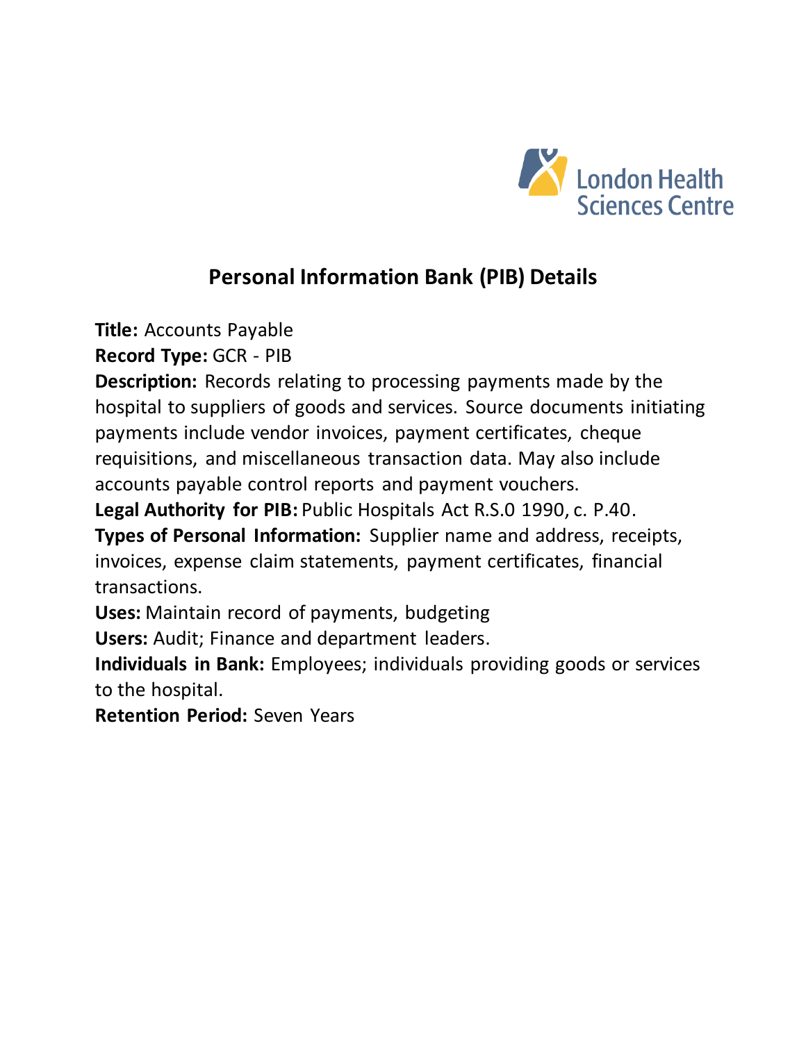London Health Sciences Centre

# Personal Information Bank (PIB) Details

**Title:** Accounts Payable
**Record Type:** GCR - PIB
**Description:** Records relating to processing payments made by the hospital to suppliers of goods and services. Source documents initiating payments include vendor invoices, payment certificates, cheque requisitions, and miscellaneous transaction data. May also include accounts payable control reports and payment vouchers.
**Legal Authority for PIB:** Public Hospitals Act R.S.0 1990, c. P.40.
**Types of Personal Information:** Supplier name and address, receipts, invoices, expense claim statements, payment certificates, financial transactions.
**Uses:** Maintain record of payments, budgeting
**Users:** Audit; Finance and department leaders.
**Individuals in Bank:** Employees; individuals providing goods or services to the hospital.
**Retention Period:** Seven Years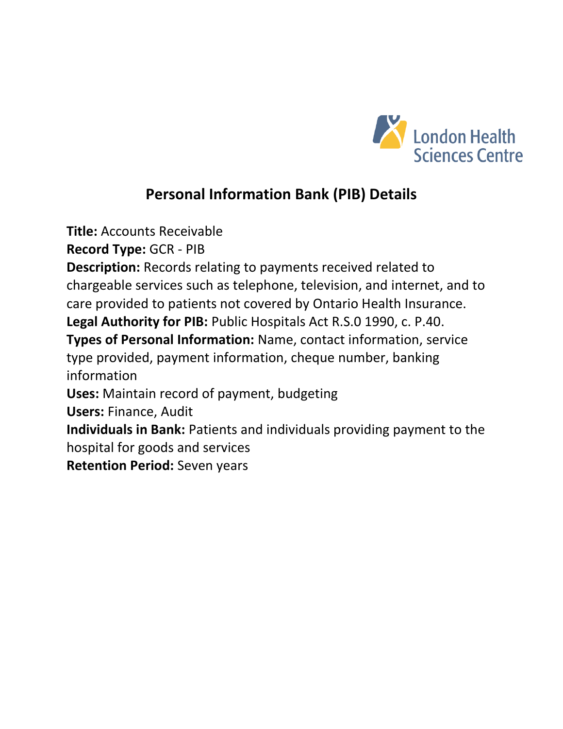## Personal Information Bank (PIB) Details

**Title:** Accounts Receivable
**Record Type:** GCR - PIB
**Description:** Records relating to payments received related to chargeable services such as telephone, television, and internet, and to care provided to patients not covered by Ontario Health Insurance.
**Legal Authority for PIB:** Public Hospitals Act R.S.0 1990, c. P.40.
**Types of Personal Information:** Name, contact information, service type provided, payment information, cheque number, banking information
**Uses:** Maintain record of payment, budgeting
**Users:** Finance, Audit
**Individuals in Bank:** Patients and individuals providing payment to the hospital for goods and services
**Retention Period:** Seven years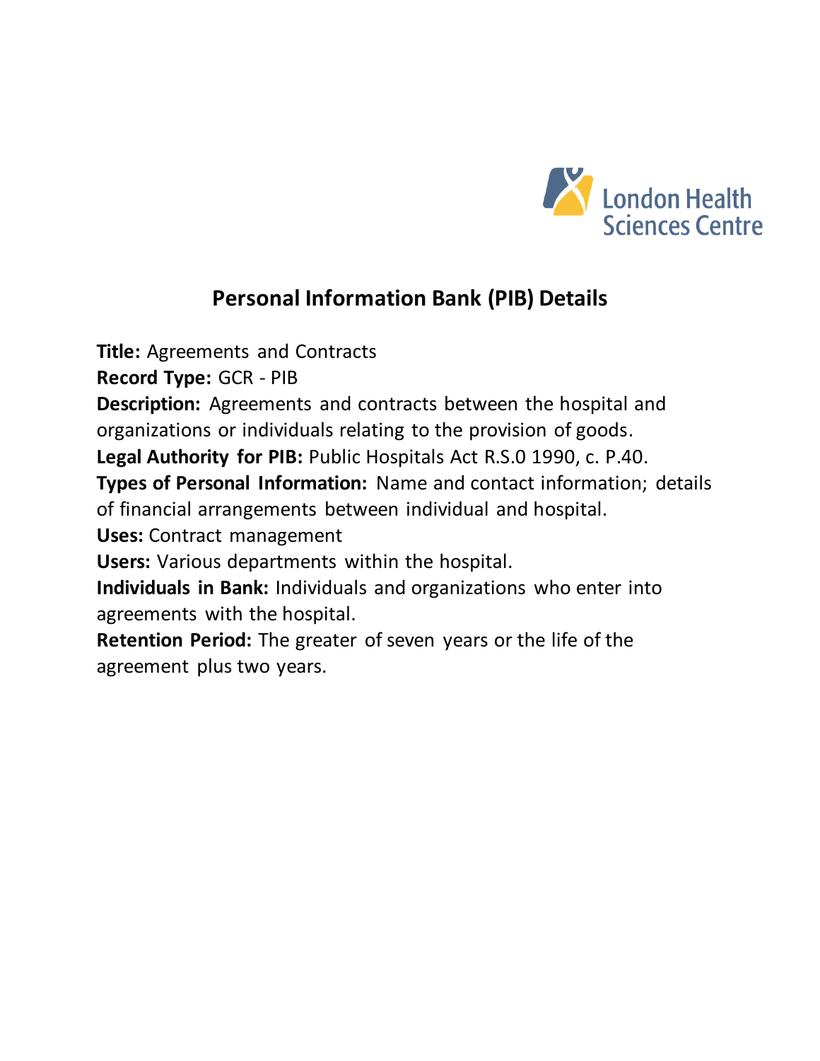London Health Sciences Centre

# Personal Information Bank (PIB) Details

**Title:** Agreements and Contracts
**Record Type:** GCR - PIB
**Description:** Agreements and contracts between the hospital and organizations or individuals relating to the provision of goods.
**Legal Authority for PIB:** Public Hospitals Act R.S.0 1990, c. P.40.
**Types of Personal Information:** Name and contact information; details of financial arrangements between individual and hospital.
**Uses:** Contract management
**Users:** Various departments within the hospital.
**Individuals in Bank:** Individuals and organizations who enter into agreements with the hospital.
**Retention Period:** The greater of seven years or the life of the agreement plus two years.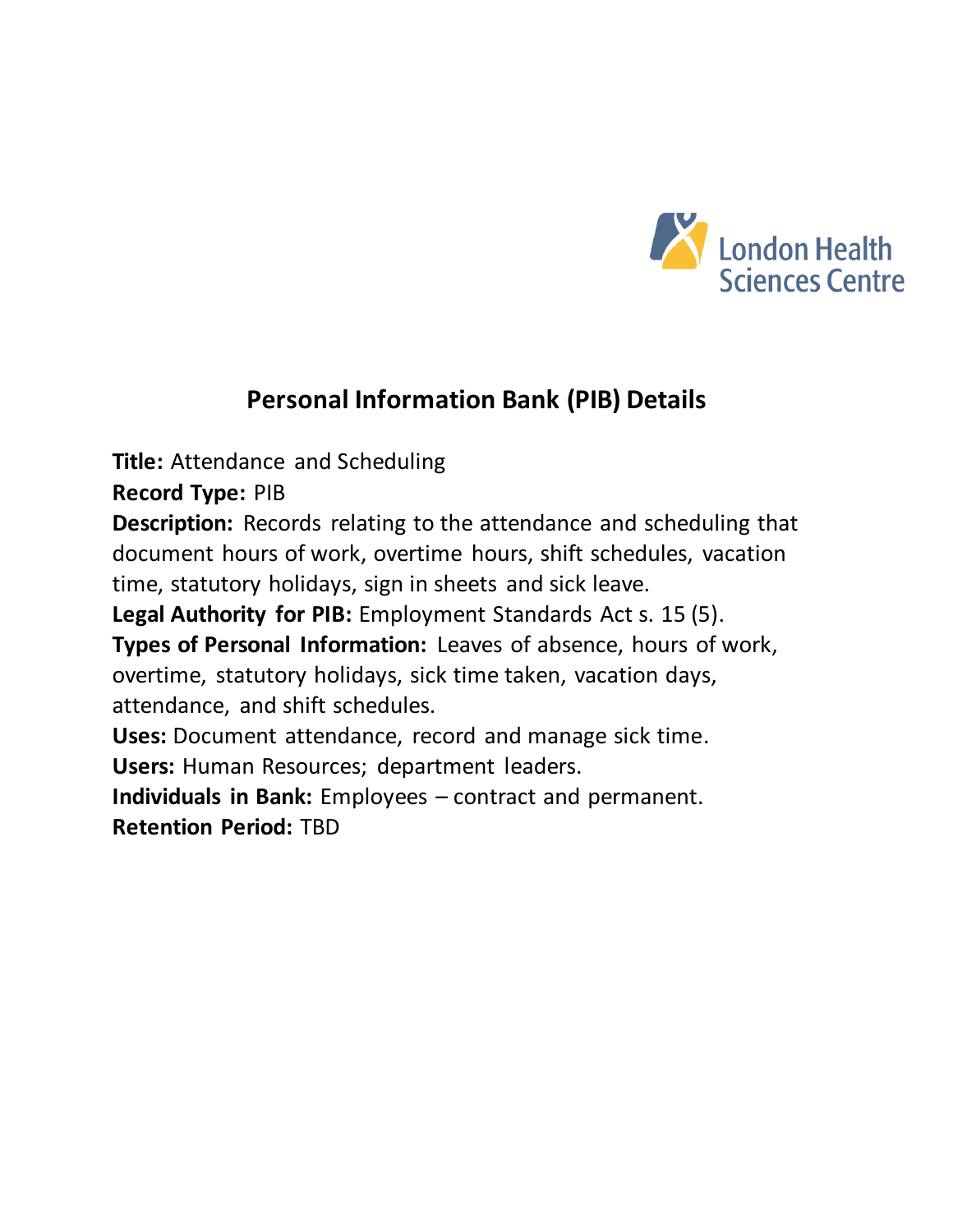London Health Sciences Centre

## Personal Information Bank (PIB) Details

**Title:** Attendance and Scheduling
**Record Type:** PIB
**Description:** Records relating to the attendance and scheduling that document hours of work, overtime hours, shift schedules, vacation time, statutory holidays, sign in sheets and sick leave.
**Legal Authority for PIB:** Employment Standards Act s. 15 (5).
**Types of Personal Information:** Leaves of absence, hours of work, overtime, statutory holidays, sick time taken, vacation days, attendance, and shift schedules.
**Uses:** Document attendance, record and manage sick time.
**Users:** Human Resources; department leaders.
**Individuals in Bank:** Employees – contract and permanent.
**Retention Period:** TBD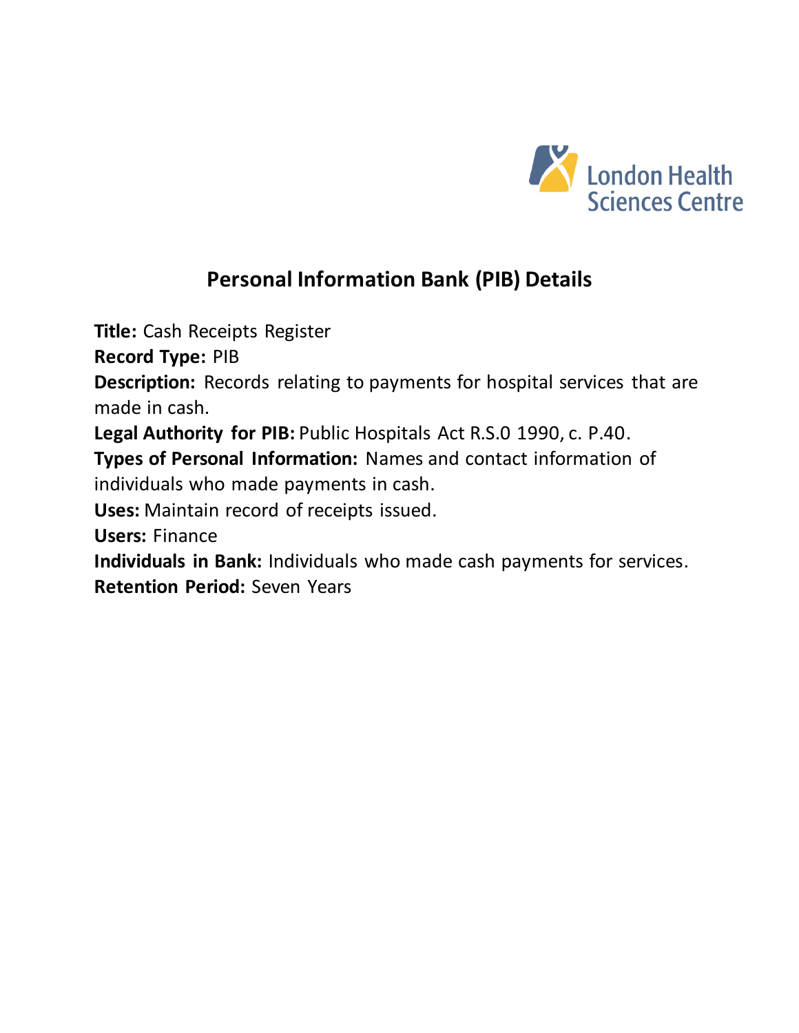London Health Sciences Centre

## Personal Information Bank (PIB) Details

**Title:** Cash Receipts Register

**Record Type:** PIB

**Description:** Records relating to payments for hospital services that are made in cash.

**Legal Authority for PIB:** Public Hospitals Act R.S.0 1990, c. P.40.

**Types of Personal Information:** Names and contact information of individuals who made payments in cash.

**Uses:** Maintain record of receipts issued.

**Users:** Finance

**Individuals in Bank:** Individuals who made cash payments for services.

**Retention Period:** Seven Years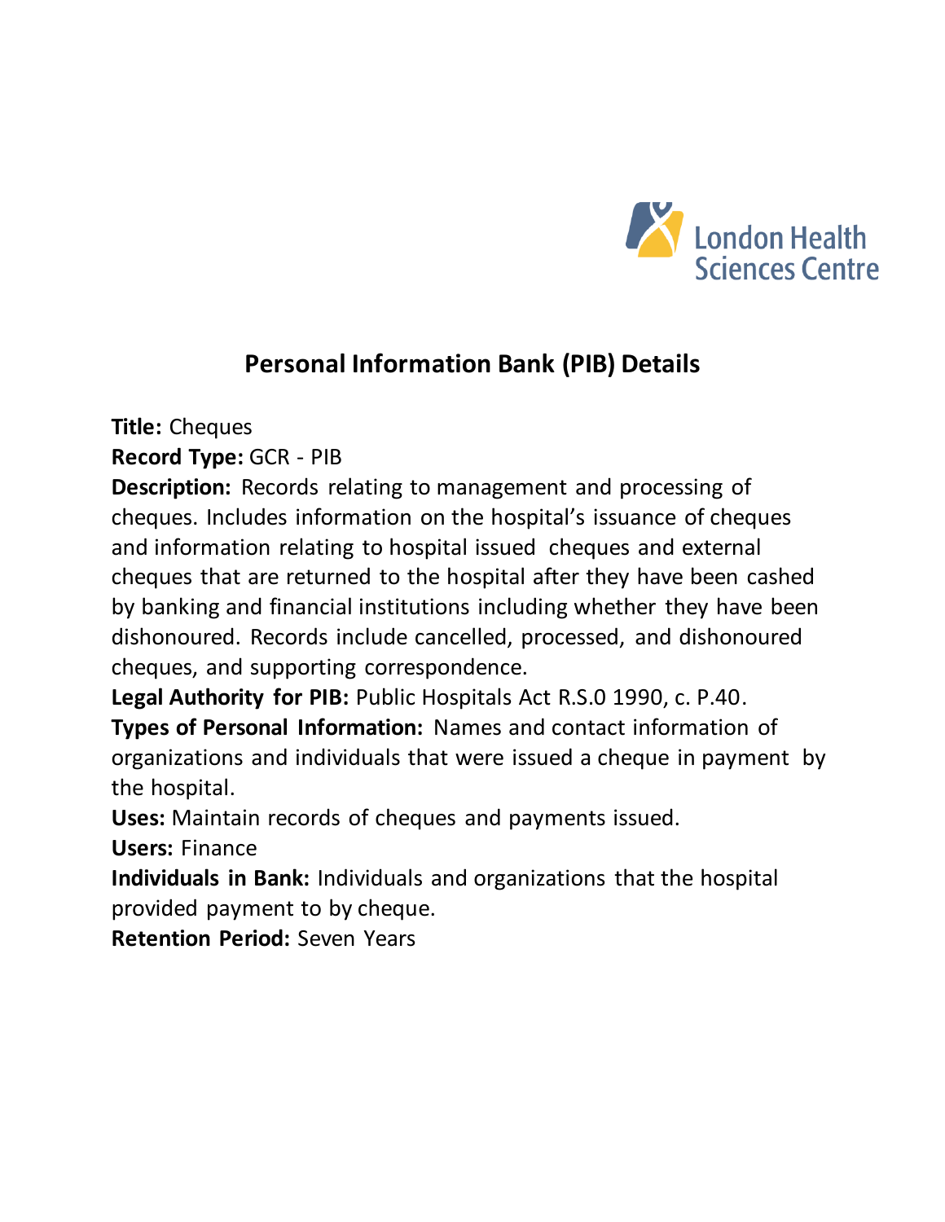# Personal Information Bank (PIB) Details

**Title:** Cheques

**Record Type:** GCR - PIB

**Description:** Records relating to management and processing of cheques. Includes information on the hospital's issuance of cheques and information relating to hospital issued cheques and external cheques that are returned to the hospital after they have been cashed by banking and financial institutions including whether they have been dishonoured. Records include cancelled, processed, and dishonoured cheques, and supporting correspondence.

**Legal Authority for PIB:** Public Hospitals Act R.S.0 1990, c. P.40.

**Types of Personal Information:** Names and contact information of organizations and individuals that were issued a cheque in payment by the hospital.

**Uses:** Maintain records of cheques and payments issued.

**Users:** Finance

**Individuals in Bank:** Individuals and organizations that the hospital provided payment to by cheque.

**Retention Period:** Seven Years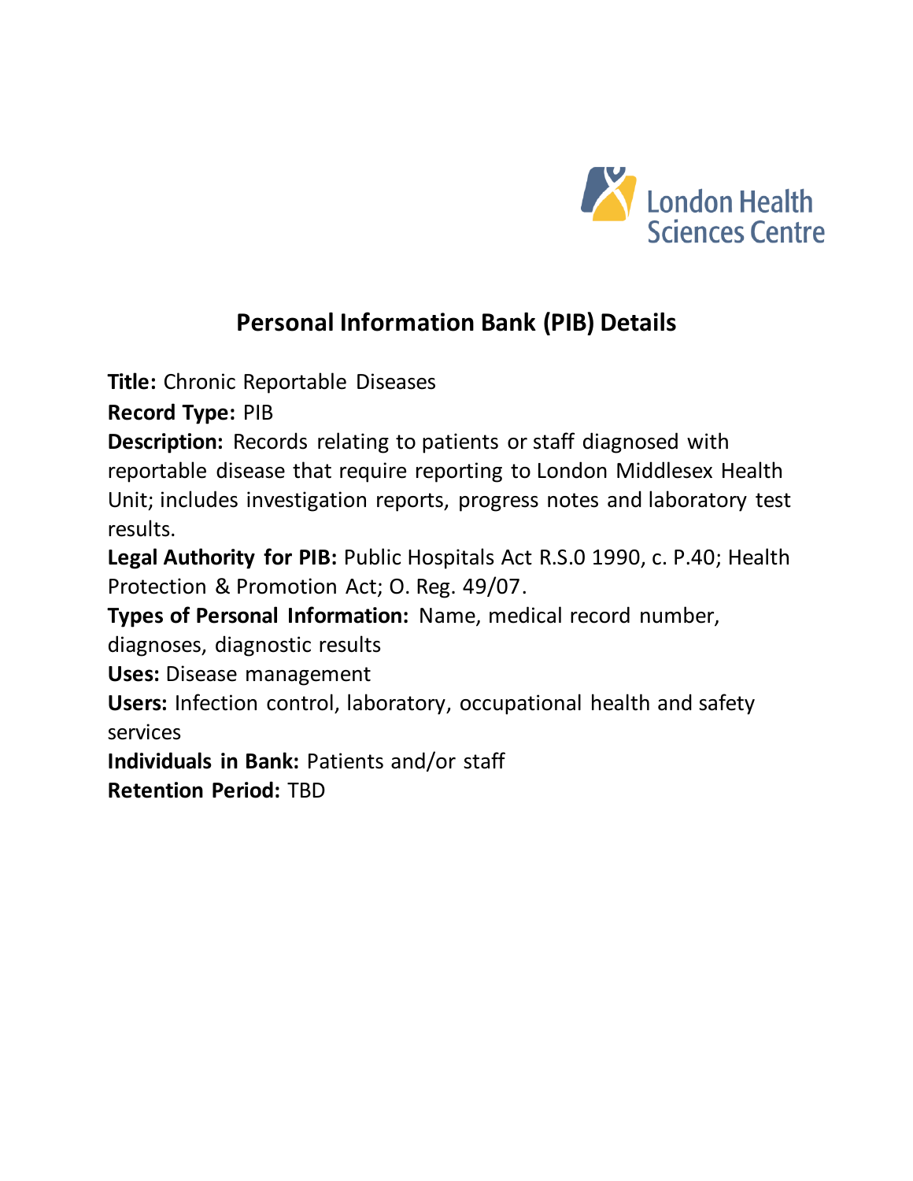# Personal Information Bank (PIB) Details

**Title:** Chronic Reportable Diseases

**Record Type:** PIB

**Description:** Records relating to patients or staff diagnosed with reportable disease that require reporting to London Middlesex Health Unit; includes investigation reports, progress notes and laboratory test results.

**Legal Authority for PIB:** Public Hospitals Act R.S.0 1990, c. P.40; Health Protection & Promotion Act; O. Reg. 49/07.

**Types of Personal Information:** Name, medical record number, diagnoses, diagnostic results

**Uses:** Disease management

**Users:** Infection control, laboratory, occupational health and safety services

**Individuals in Bank:** Patients and/or staff

**Retention Period:** TBD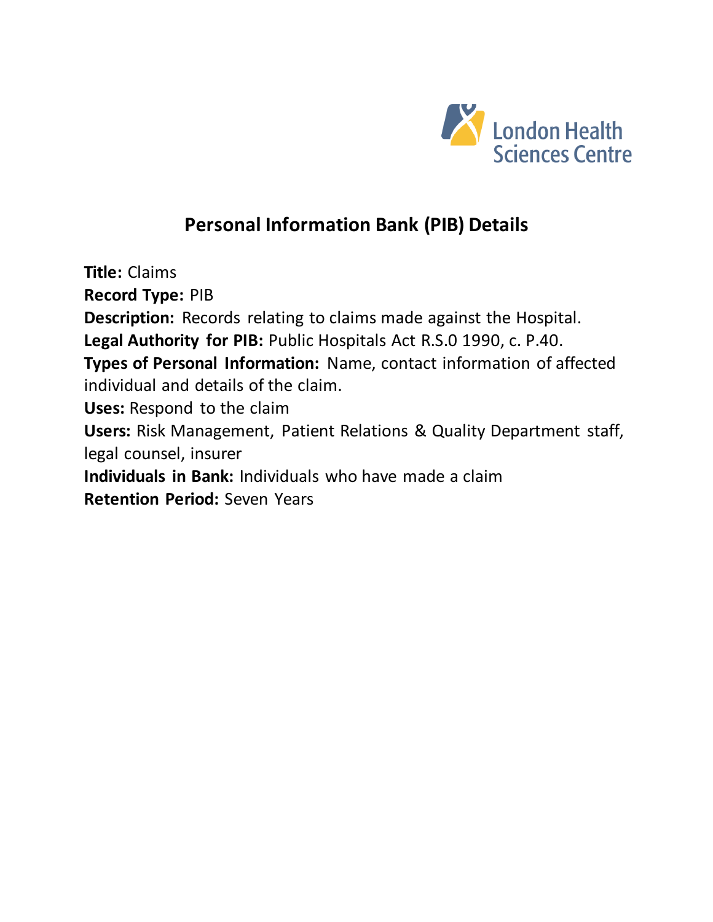## Personal Information Bank (PIB) Details

**Title:** Claims
**Record Type:** PIB
**Description:** Records relating to claims made against the Hospital.
**Legal Authority for PIB:** Public Hospitals Act R.S.0 1990, c. P.40.
**Types of Personal Information:** Name, contact information of affected individual and details of the claim.
**Uses:** Respond to the claim
**Users:** Risk Management, Patient Relations & Quality Department staff, legal counsel, insurer
**Individuals in Bank:** Individuals who have made a claim
**Retention Period:** Seven Years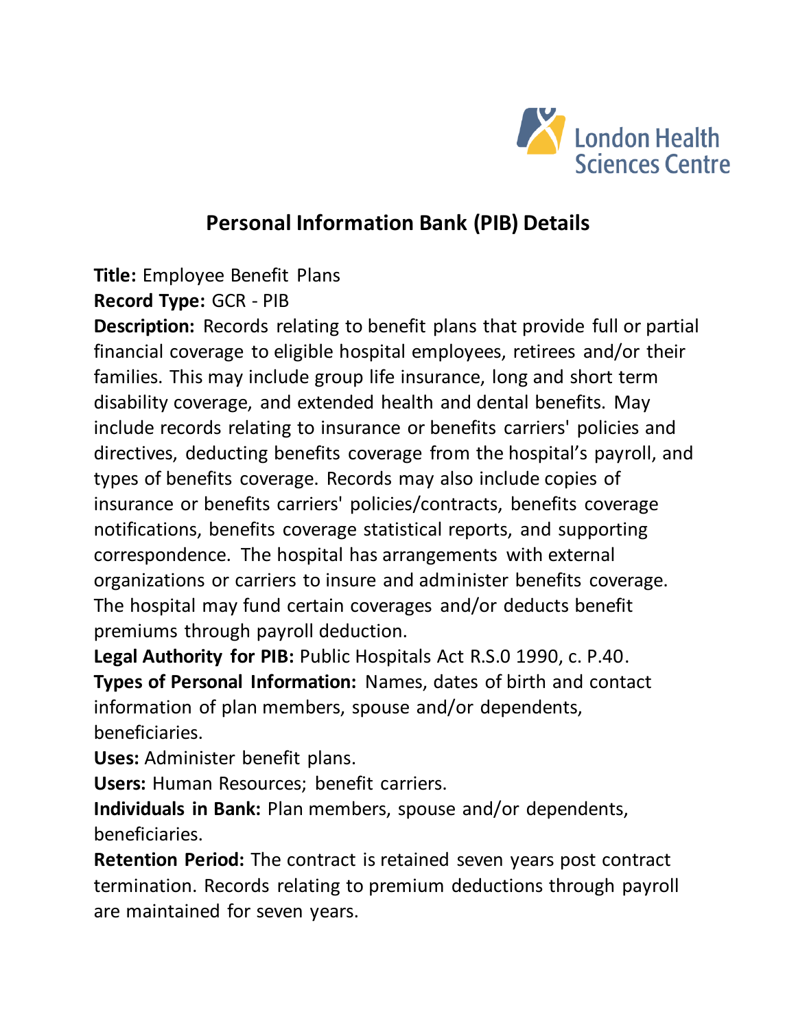London Health Sciences Centre

# Personal Information Bank (PIB) Details

**Title:** Employee Benefit Plans

**Record Type:** GCR - PIB

**Description:** Records relating to benefit plans that provide full or partial financial coverage to eligible hospital employees, retirees and/or their families. This may include group life insurance, long and short term disability coverage, and extended health and dental benefits. May include records relating to insurance or benefits carriers' policies and directives, deducting benefits coverage from the hospital's payroll, and types of benefits coverage. Records may also include copies of insurance or benefits carriers' policies/contracts, benefits coverage notifications, benefits coverage statistical reports, and supporting correspondence. The hospital has arrangements with external organizations or carriers to insure and administer benefits coverage. The hospital may fund certain coverages and/or deducts benefit premiums through payroll deduction.

**Legal Authority for PIB:** Public Hospitals Act R.S.0 1990, c. P.40.

**Types of Personal Information:** Names, dates of birth and contact information of plan members, spouse and/or dependents, beneficiaries.

**Uses:** Administer benefit plans.

**Users:** Human Resources; benefit carriers.

**Individuals in Bank:** Plan members, spouse and/or dependents, beneficiaries.

**Retention Period:** The contract is retained seven years post contract termination. Records relating to premium deductions through payroll are maintained for seven years.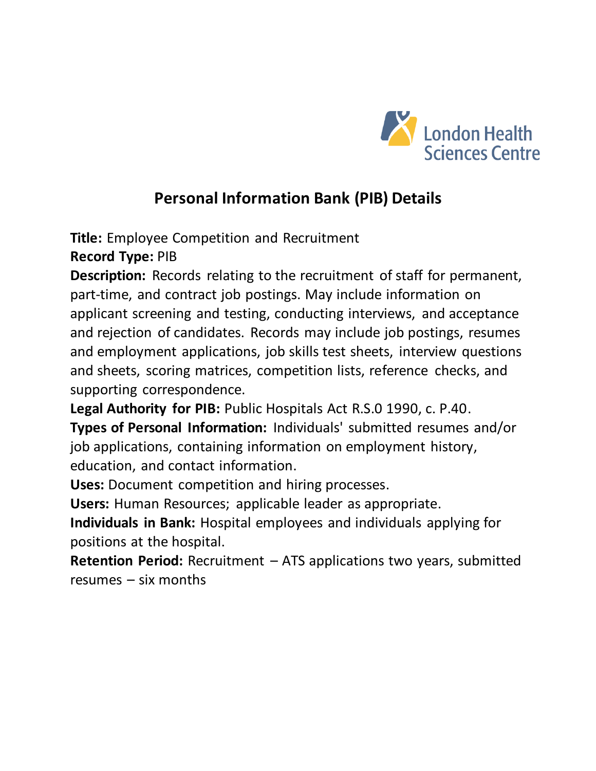## Personal Information Bank (PIB) Details

**Title:** Employee Competition and Recruitment

**Record Type:** PIB

**Description:** Records relating to the recruitment of staff for permanent, part-time, and contract job postings. May include information on applicant screening and testing, conducting interviews, and acceptance and rejection of candidates. Records may include job postings, resumes and employment applications, job skills test sheets, interview questions and sheets, scoring matrices, competition lists, reference checks, and supporting correspondence.

**Legal Authority for PIB:** Public Hospitals Act R.S.0 1990, c. P.40.

**Types of Personal Information:** Individuals' submitted resumes and/or job applications, containing information on employment history, education, and contact information.

**Uses:** Document competition and hiring processes.

**Users:** Human Resources; applicable leader as appropriate.

**Individuals in Bank:** Hospital employees and individuals applying for positions at the hospital.

**Retention Period:** Recruitment – ATS applications two years, submitted resumes – six months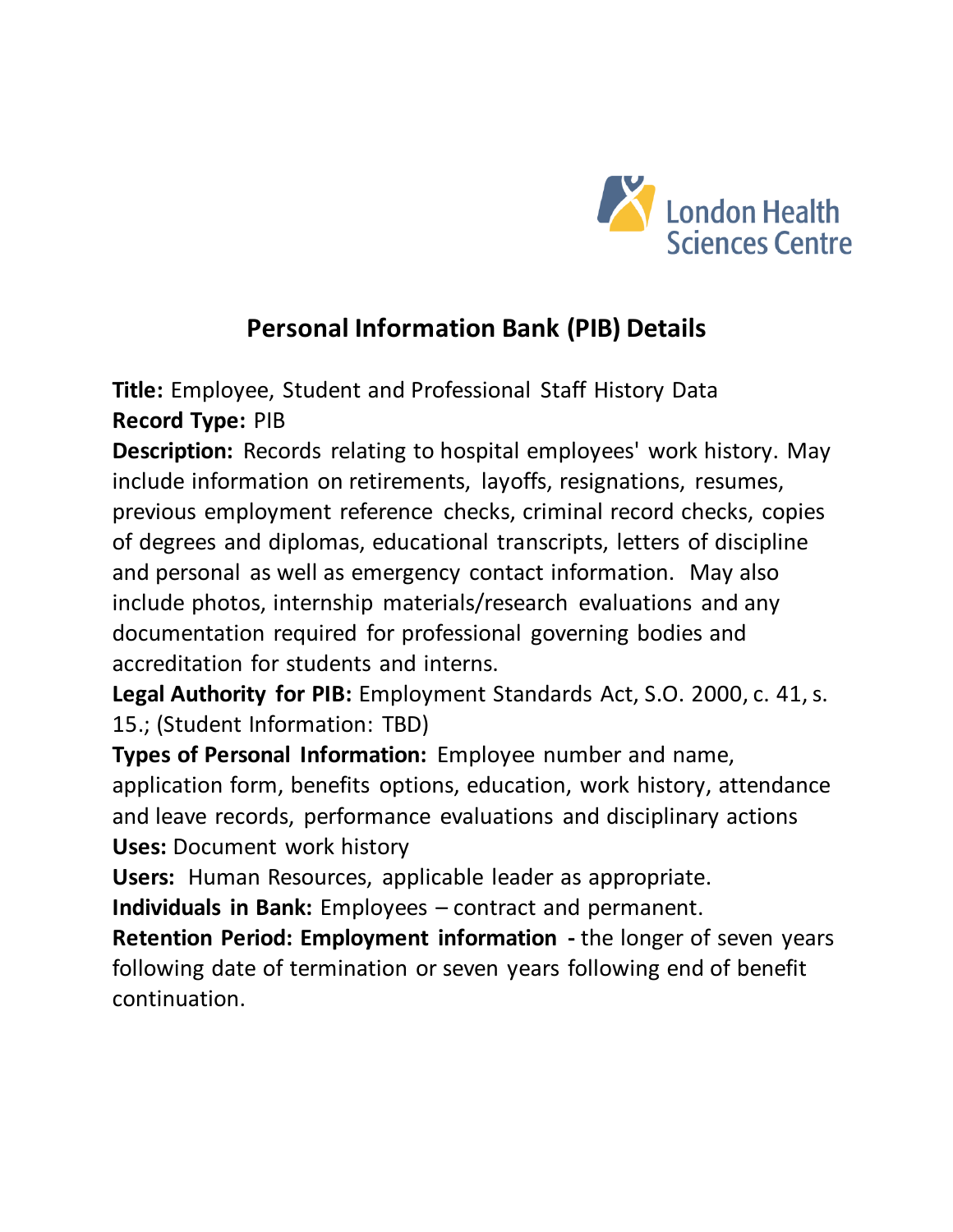# Personal Information Bank (PIB) Details

**Title:** Employee, Student and Professional Staff History Data
**Record Type:** PIB
**Description:** Records relating to hospital employees' work history. May include information on retirements, layoffs, resignations, resumes, previous employment reference checks, criminal record checks, copies of degrees and diplomas, educational transcripts, letters of discipline and personal as well as emergency contact information. May also include photos, internship materials/research evaluations and any documentation required for professional governing bodies and accreditation for students and interns.
**Legal Authority for PIB:** Employment Standards Act, S.O. 2000, c. 41, s. 15.; (Student Information: TBD)
**Types of Personal Information:** Employee number and name, application form, benefits options, education, work history, attendance and leave records, performance evaluations and disciplinary actions
**Uses:** Document work history
**Users:** Human Resources, applicable leader as appropriate.
**Individuals in Bank:** Employees – contract and permanent.
**Retention Period: Employment information -** the longer of seven years following date of termination or seven years following end of benefit continuation.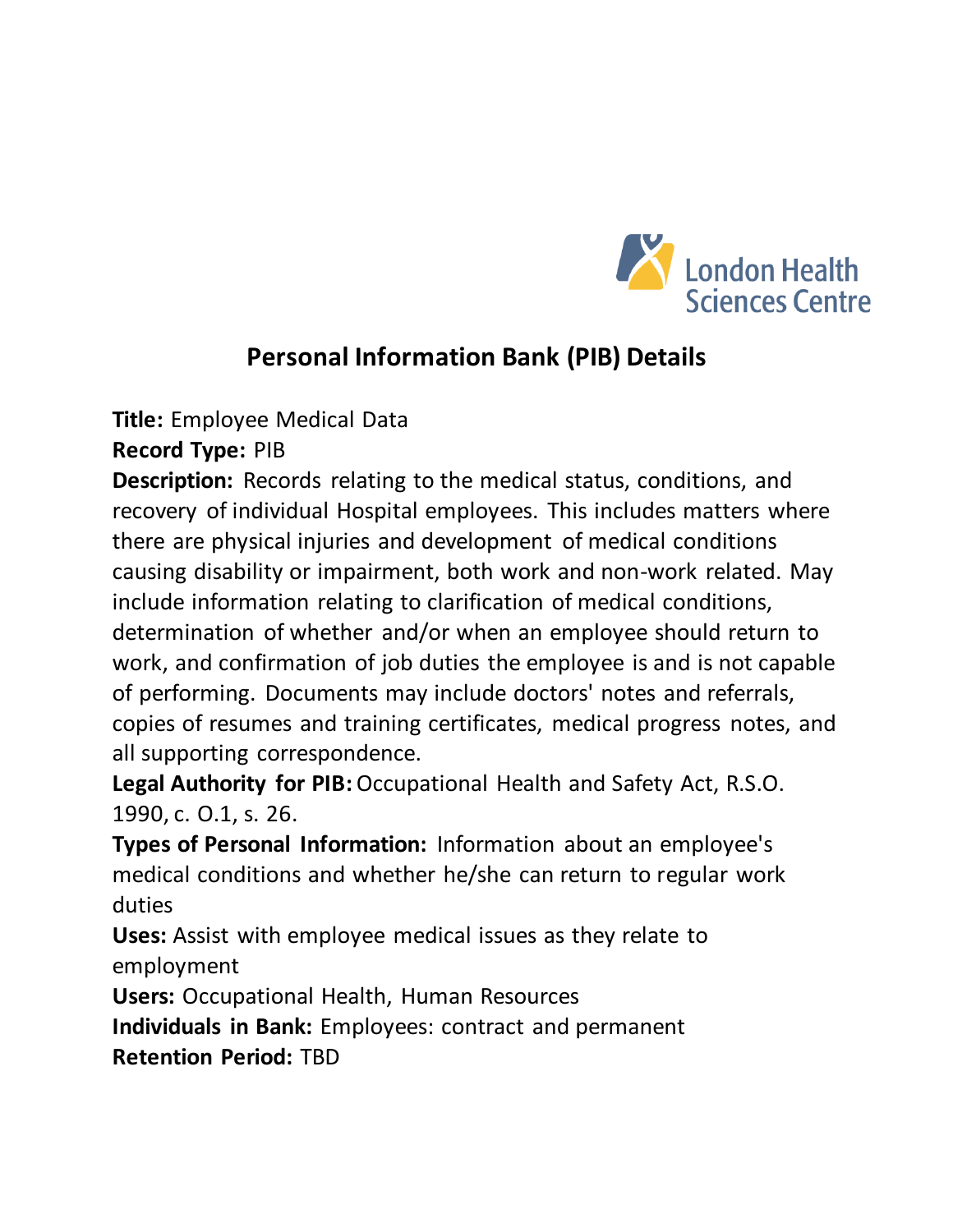# Personal Information Bank (PIB) Details

**Title:** Employee Medical Data

**Record Type:** PIB

**Description:** Records relating to the medical status, conditions, and recovery of individual Hospital employees. This includes matters where there are physical injuries and development of medical conditions causing disability or impairment, both work and non-work related. May include information relating to clarification of medical conditions, determination of whether and/or when an employee should return to work, and confirmation of job duties the employee is and is not capable of performing. Documents may include doctors' notes and referrals, copies of resumes and training certificates, medical progress notes, and all supporting correspondence.

**Legal Authority for PIB:** Occupational Health and Safety Act, R.S.O. 1990, c. O.1, s. 26.

**Types of Personal Information:** Information about an employee's medical conditions and whether he/she can return to regular work duties

**Uses:** Assist with employee medical issues as they relate to employment

**Users:** Occupational Health, Human Resources

**Individuals in Bank:** Employees: contract and permanent

**Retention Period:** TBD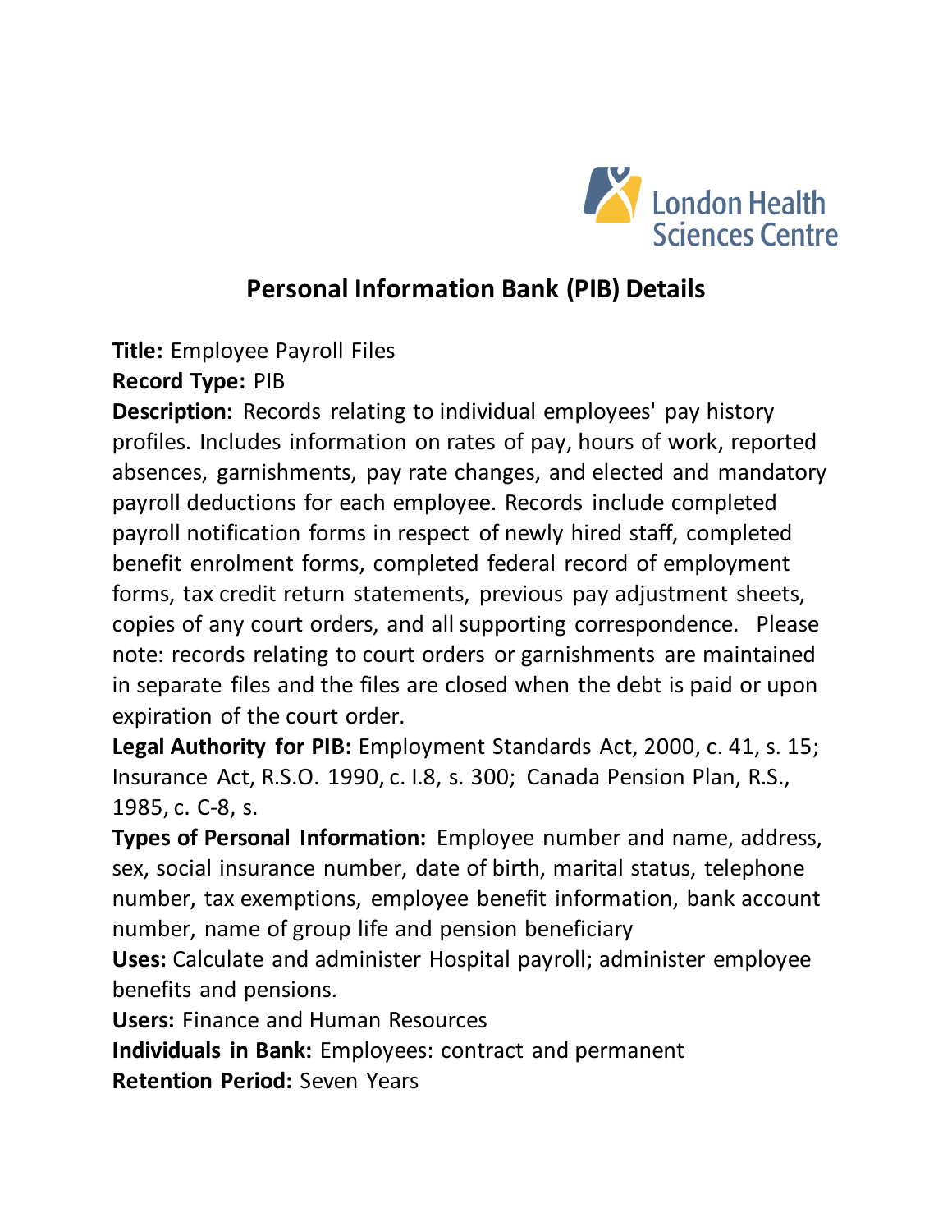London Health Sciences Centre

## Personal Information Bank (PIB) Details

**Title:** Employee Payroll Files

**Record Type:** PIB

**Description:** Records relating to individual employees' pay history profiles. Includes information on rates of pay, hours of work, reported absences, garnishments, pay rate changes, and elected and mandatory payroll deductions for each employee. Records include completed payroll notification forms in respect of newly hired staff, completed benefit enrolment forms, completed federal record of employment forms, tax credit return statements, previous pay adjustment sheets, copies of any court orders, and all supporting correspondence. Please note: records relating to court orders or garnishments are maintained in separate files and the files are closed when the debt is paid or upon expiration of the court order.

**Legal Authority for PIB:** Employment Standards Act, 2000, c. 41, s. 15; Insurance Act, R.S.O. 1990, c. I.8, s. 300; Canada Pension Plan, R.S., 1985, c. C-8, s.

**Types of Personal Information:** Employee number and name, address, sex, social insurance number, date of birth, marital status, telephone number, tax exemptions, employee benefit information, bank account number, name of group life and pension beneficiary

**Uses:** Calculate and administer Hospital payroll; administer employee benefits and pensions.

**Users:** Finance and Human Resources

**Individuals in Bank:** Employees: contract and permanent

**Retention Period:** Seven Years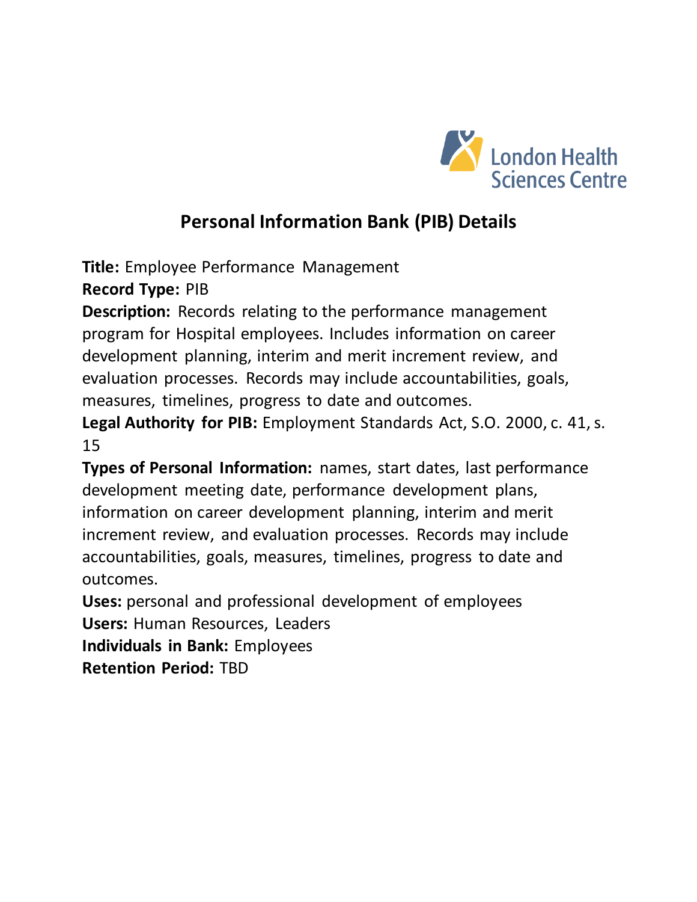## Personal Information Bank (PIB) Details

**Title:** Employee Performance Management
**Record Type:** PIB
**Description:** Records relating to the performance management program for Hospital employees. Includes information on career development planning, interim and merit increment review, and evaluation processes. Records may include accountabilities, goals, measures, timelines, progress to date and outcomes.
**Legal Authority for PIB:** Employment Standards Act, S.O. 2000, c. 41, s. 15
**Types of Personal Information:** names, start dates, last performance development meeting date, performance development plans, information on career development planning, interim and merit increment review, and evaluation processes. Records may include accountabilities, goals, measures, timelines, progress to date and outcomes.
**Uses:** personal and professional development of employees
**Users:** Human Resources, Leaders
**Individuals in Bank:** Employees
**Retention Period:** TBD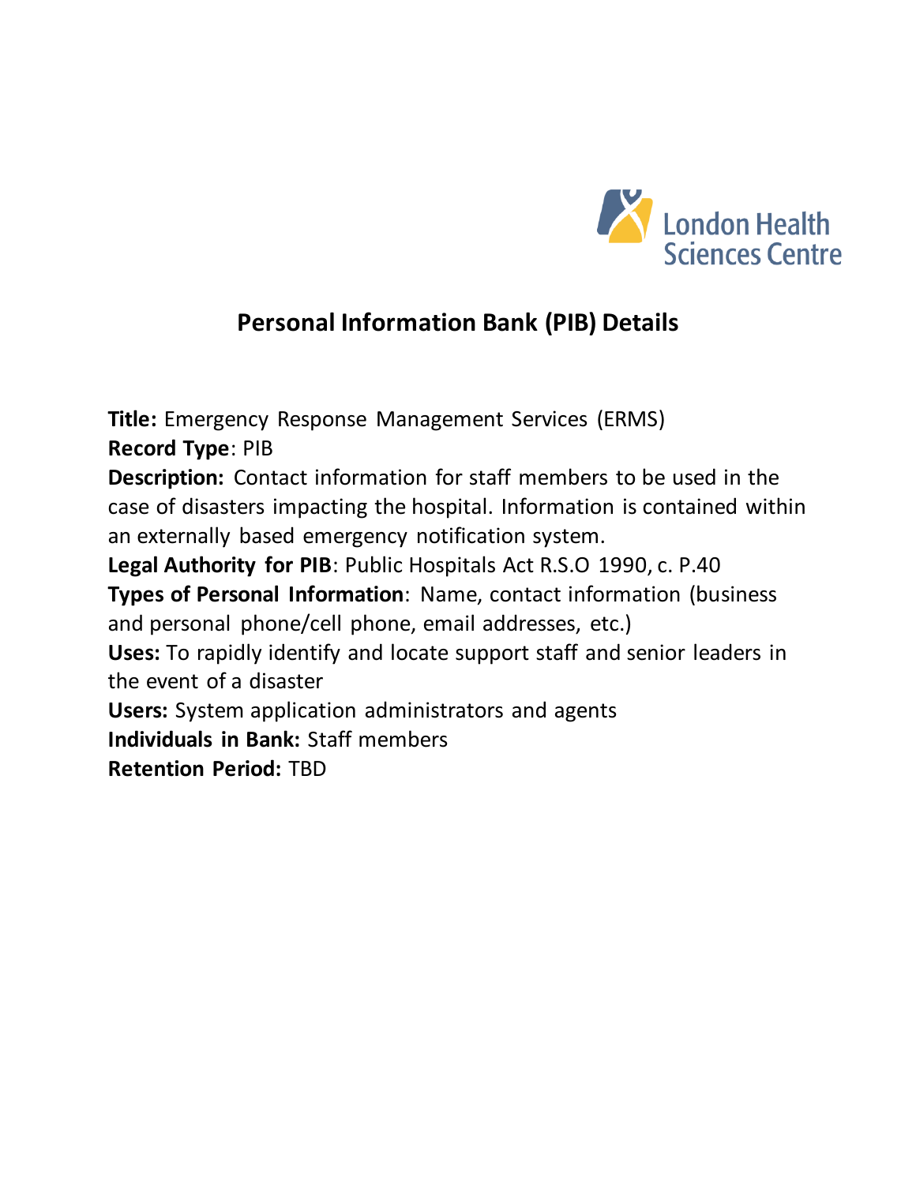# Personal Information Bank (PIB) Details

**Title:** Emergency Response Management Services (ERMS)
**Record Type**: PIB
**Description:** Contact information for staff members to be used in the case of disasters impacting the hospital. Information is contained within an externally based emergency notification system.
**Legal Authority for PIB**: Public Hospitals Act R.S.O 1990, c. P.40
**Types of Personal Information**: Name, contact information (business and personal phone/cell phone, email addresses, etc.)
**Uses:** To rapidly identify and locate support staff and senior leaders in the event of a disaster
**Users:** System application administrators and agents
**Individuals in Bank:** Staff members
**Retention Period:** TBD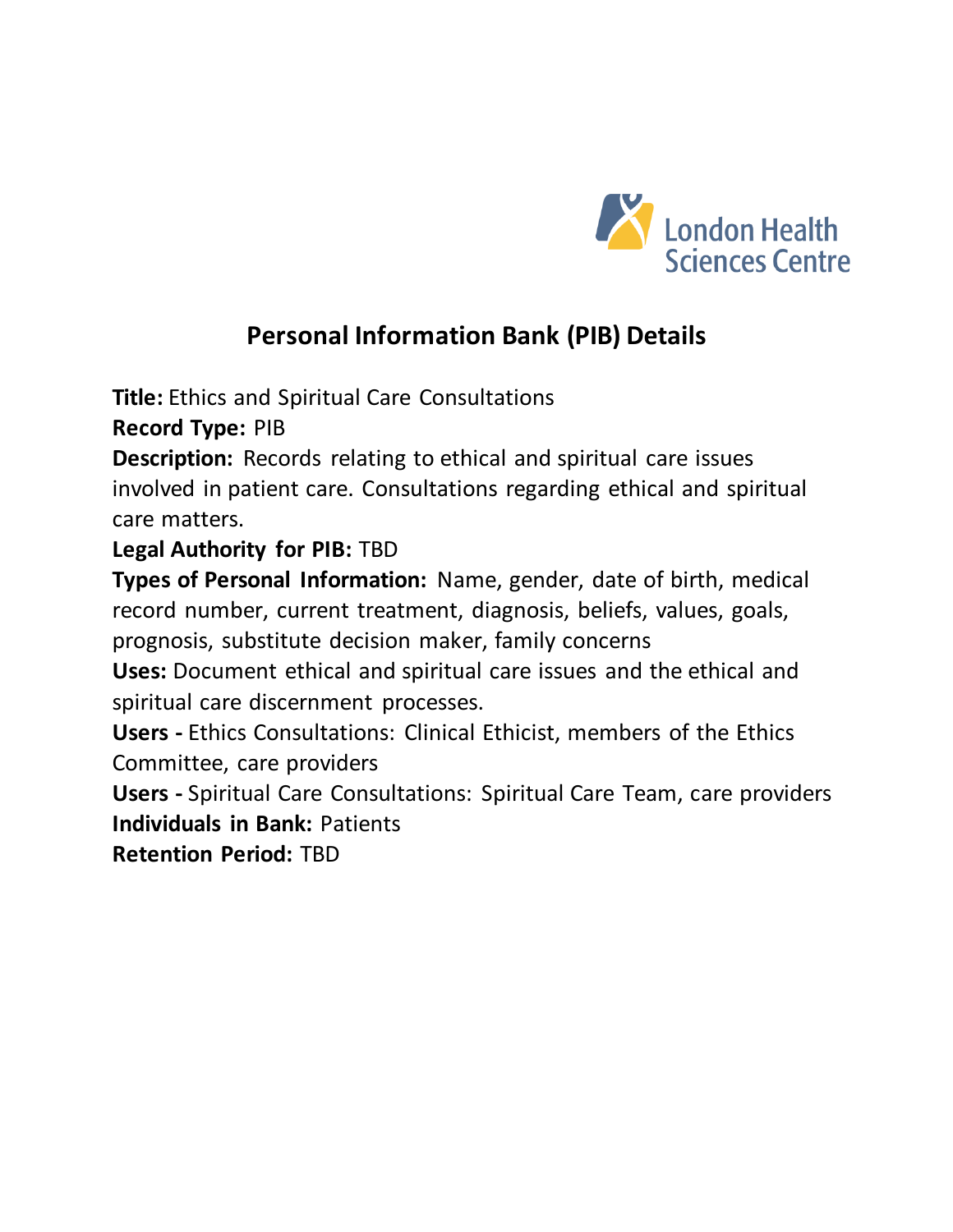London Health Sciences Centre

# Personal Information Bank (PIB) Details

**Title:** Ethics and Spiritual Care Consultations
**Record Type:** PIB
**Description:** Records relating to ethical and spiritual care issues involved in patient care. Consultations regarding ethical and spiritual care matters.
**Legal Authority for PIB:** TBD
**Types of Personal Information:** Name, gender, date of birth, medical record number, current treatment, diagnosis, beliefs, values, goals, prognosis, substitute decision maker, family concerns
**Uses:** Document ethical and spiritual care issues and the ethical and spiritual care discernment processes.
**Users -** Ethics Consultations: Clinical Ethicist, members of the Ethics Committee, care providers
**Users -** Spiritual Care Consultations: Spiritual Care Team, care providers
**Individuals in Bank:** Patients
**Retention Period:** TBD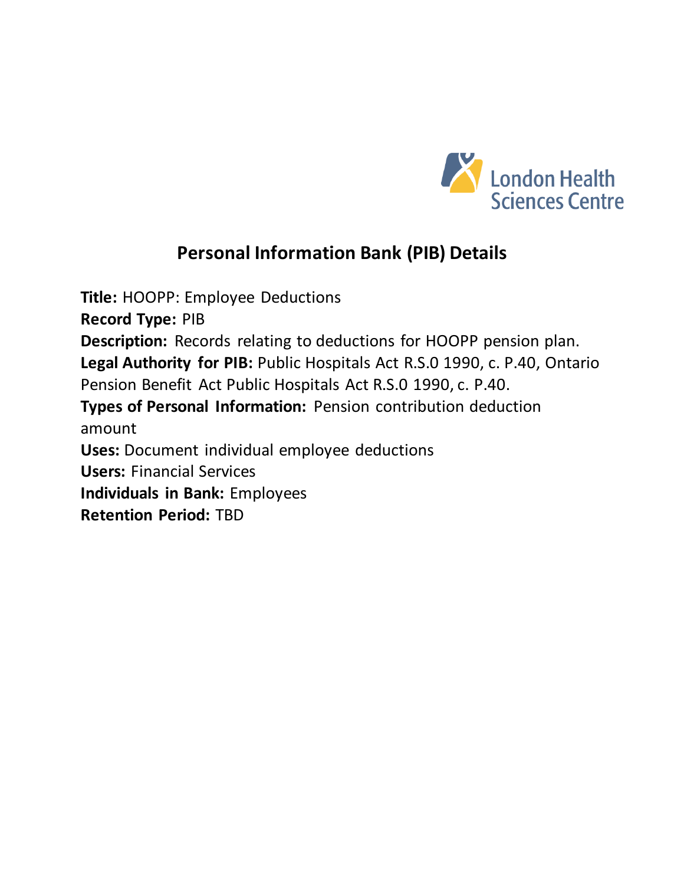# Personal Information Bank (PIB) Details

**Title:** HOOPP: Employee Deductions
**Record Type:** PIB
**Description:** Records relating to deductions for HOOPP pension plan.
**Legal Authority for PIB:** Public Hospitals Act R.S.0 1990, c. P.40, Ontario Pension Benefit Act Public Hospitals Act R.S.0 1990, c. P.40.
**Types of Personal Information:** Pension contribution deduction amount
**Uses:** Document individual employee deductions
**Users:** Financial Services
**Individuals in Bank:** Employees
**Retention Period:** TBD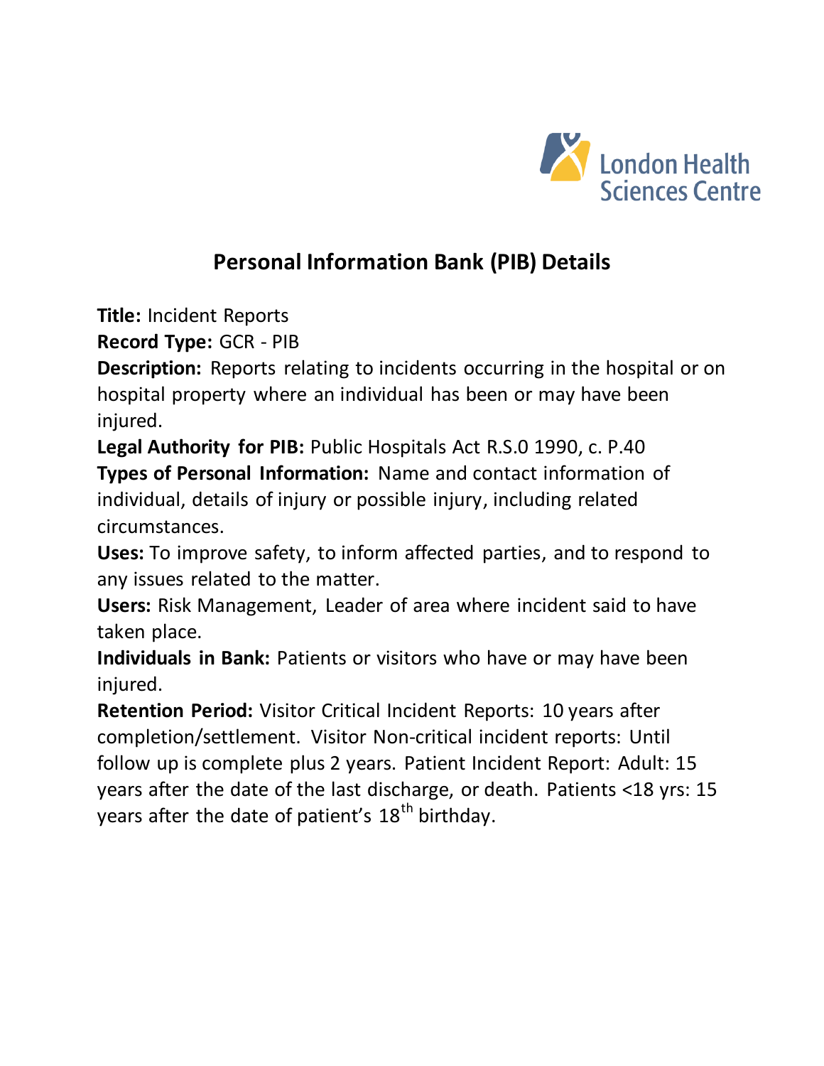London Health Sciences Centre

## Personal Information Bank (PIB) Details

**Title:** Incident Reports

**Record Type:** GCR - PIB

**Description:** Reports relating to incidents occurring in the hospital or on hospital property where an individual has been or may have been injured.

**Legal Authority for PIB:** Public Hospitals Act R.S.0 1990, c. P.40

**Types of Personal Information:** Name and contact information of individual, details of injury or possible injury, including related circumstances.

**Uses:** To improve safety, to inform affected parties, and to respond to any issues related to the matter.

**Users:** Risk Management, Leader of area where incident said to have taken place.

**Individuals in Bank:** Patients or visitors who have or may have been injured.

**Retention Period:** Visitor Critical Incident Reports: 10 years after completion/settlement. Visitor Non-critical incident reports: Until follow up is complete plus 2 years. Patient Incident Report: Adult: 15 years after the date of the last discharge, or death. Patients <18 yrs: 15 years after the date of patient's 18th birthday.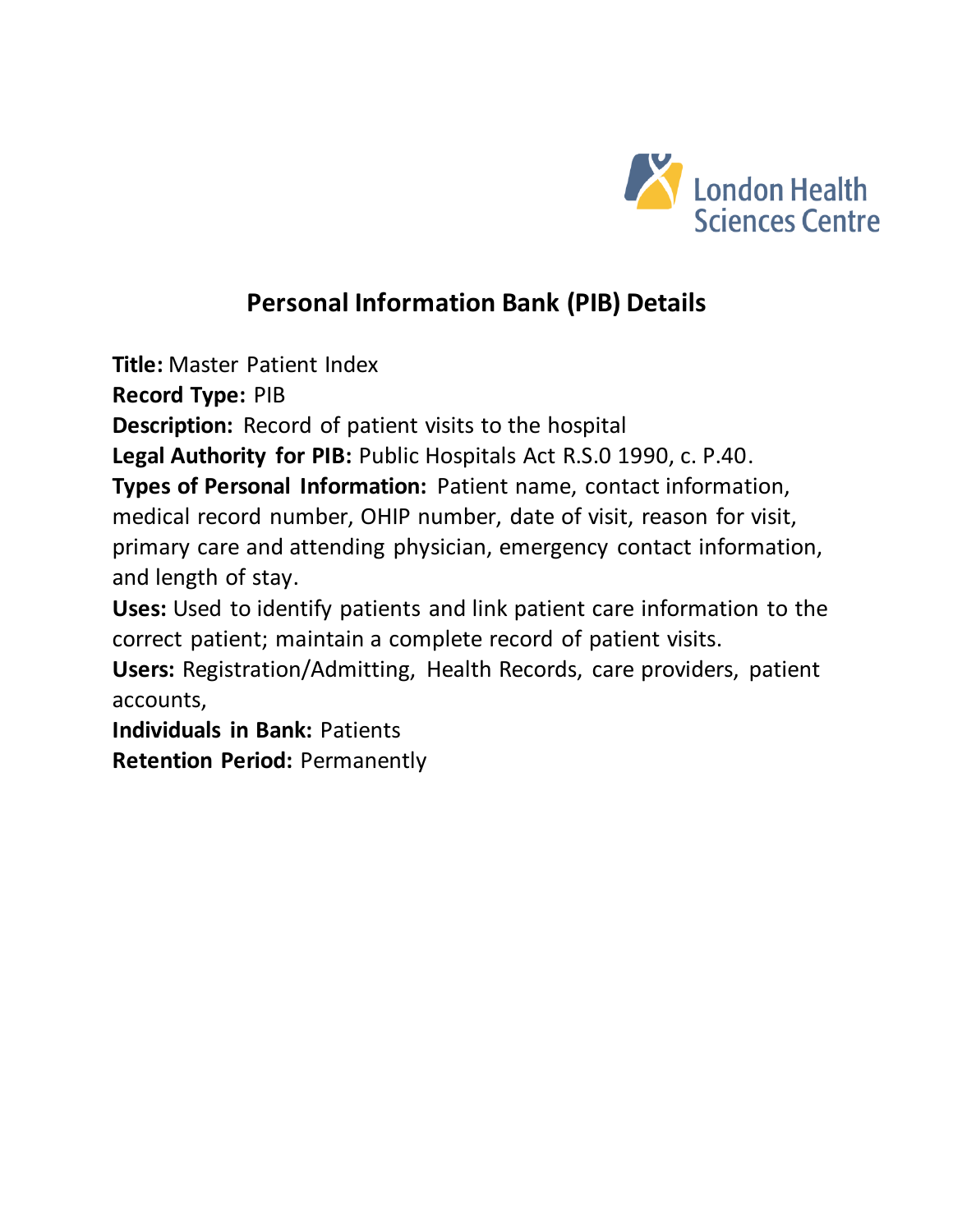London Health Sciences Centre

# Personal Information Bank (PIB) Details

**Title:** Master Patient Index
**Record Type:** PIB
**Description:** Record of patient visits to the hospital
**Legal Authority for PIB:** Public Hospitals Act R.S.0 1990, c. P.40.
**Types of Personal Information:** Patient name, contact information, medical record number, OHIP number, date of visit, reason for visit, primary care and attending physician, emergency contact information, and length of stay.
**Uses:** Used to identify patients and link patient care information to the correct patient; maintain a complete record of patient visits.
**Users:** Registration/Admitting, Health Records, care providers, patient accounts,
**Individuals in Bank:** Patients
**Retention Period:** Permanently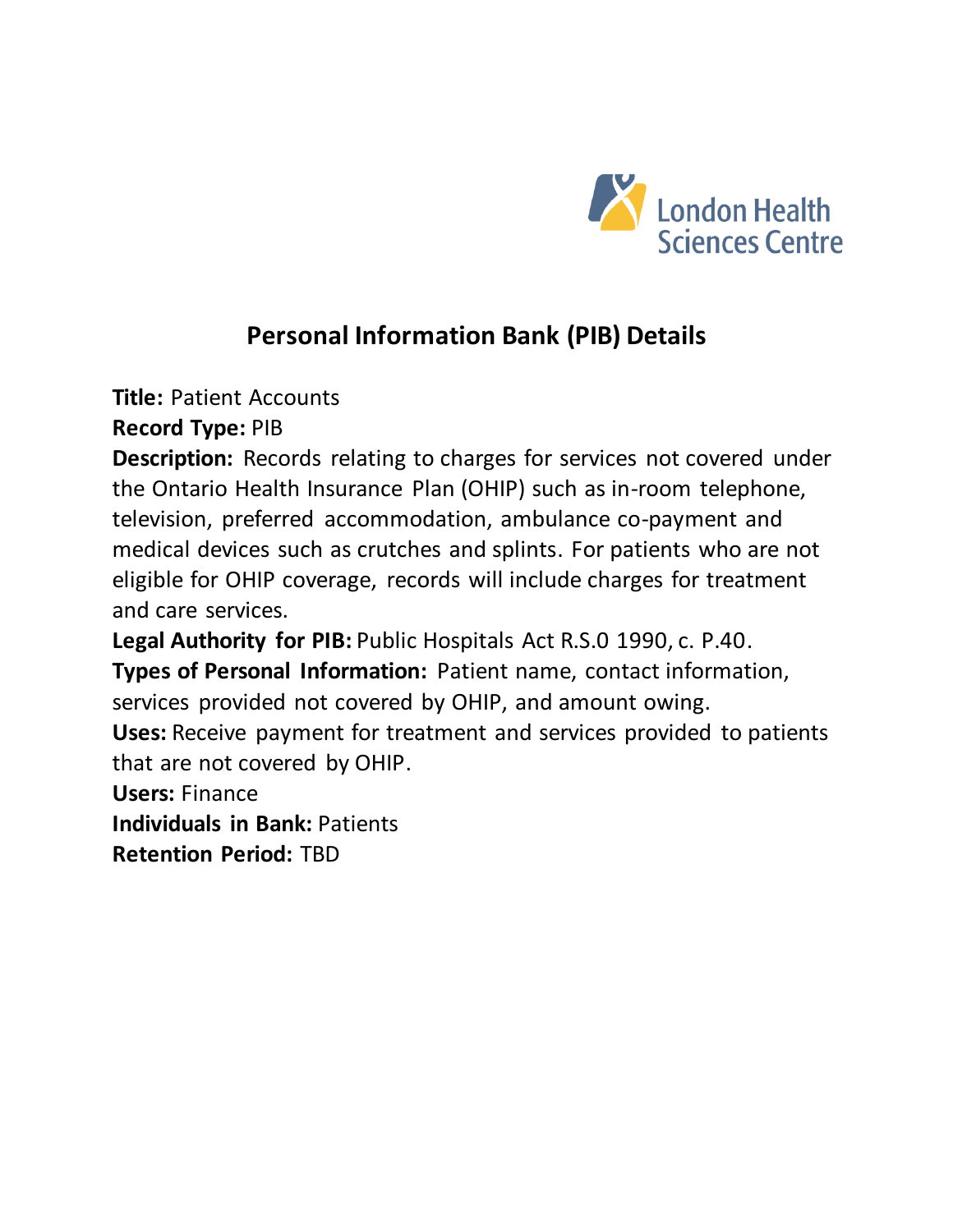# Personal Information Bank (PIB) Details

**Title:** Patient Accounts

**Record Type:** PIB

**Description:** Records relating to charges for services not covered under the Ontario Health Insurance Plan (OHIP) such as in-room telephone, television, preferred accommodation, ambulance co-payment and medical devices such as crutches and splints. For patients who are not eligible for OHIP coverage, records will include charges for treatment and care services.

**Legal Authority for PIB:** Public Hospitals Act R.S.0 1990, c. P.40.

**Types of Personal Information:** Patient name, contact information, services provided not covered by OHIP, and amount owing.

**Uses:** Receive payment for treatment and services provided to patients that are not covered by OHIP.

**Users:** Finance

**Individuals in Bank:** Patients

**Retention Period:** TBD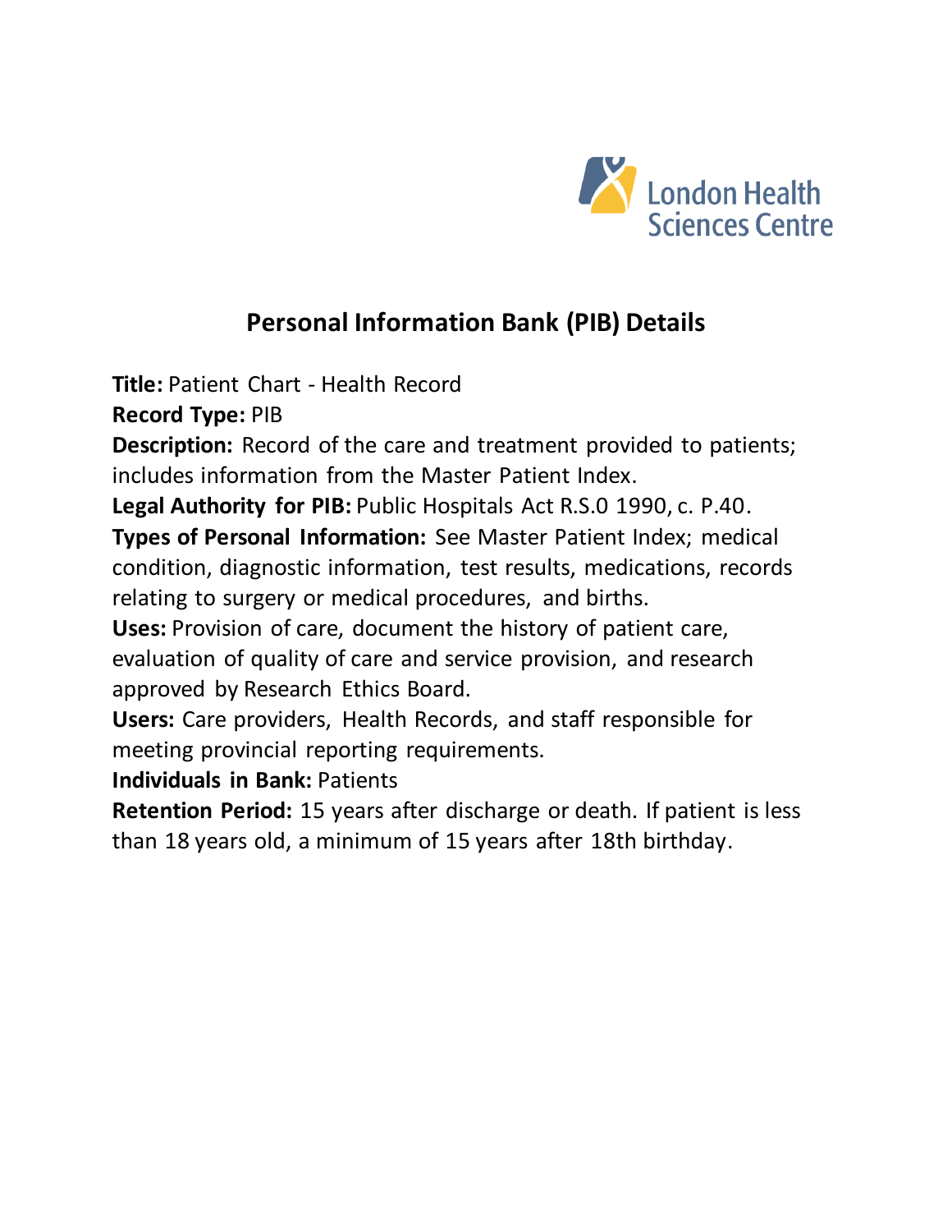# Personal Information Bank (PIB) Details

**Title:** Patient Chart - Health Record

**Record Type:** PIB

**Description:** Record of the care and treatment provided to patients; includes information from the Master Patient Index.

**Legal Authority for PIB:** Public Hospitals Act R.S.0 1990, c. P.40.

**Types of Personal Information:** See Master Patient Index; medical condition, diagnostic information, test results, medications, records relating to surgery or medical procedures, and births.

**Uses:** Provision of care, document the history of patient care, evaluation of quality of care and service provision, and research approved by Research Ethics Board.

**Users:** Care providers, Health Records, and staff responsible for meeting provincial reporting requirements.

**Individuals in Bank:** Patients

**Retention Period:** 15 years after discharge or death. If patient is less than 18 years old, a minimum of 15 years after 18th birthday.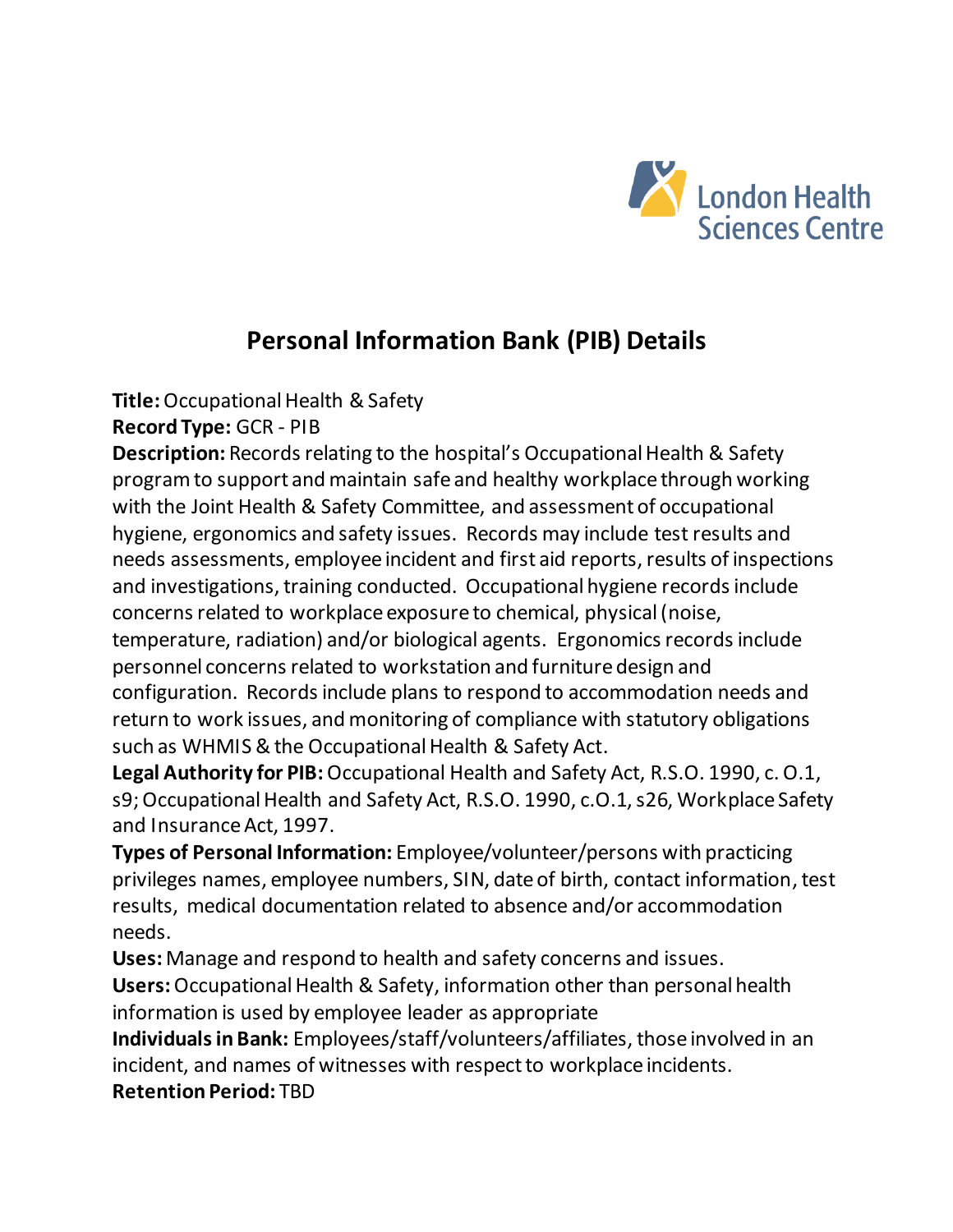London Health Sciences Centre

# Personal Information Bank (PIB) Details

**Title:** Occupational Health & Safety
**Record Type:** GCR - PIB
**Description:** Records relating to the hospital's Occupational Health & Safety program to support and maintain safe and healthy workplace through working with the Joint Health & Safety Committee, and assessment of occupational hygiene, ergonomics and safety issues. Records may include test results and needs assessments, employee incident and first aid reports, results of inspections and investigations, training conducted. Occupational hygiene records include concerns related to workplace exposure to chemical, physical (noise, temperature, radiation) and/or biological agents. Ergonomics records include personnel concerns related to workstation and furniture design and configuration. Records include plans to respond to accommodation needs and return to work issues, and monitoring of compliance with statutory obligations such as WHMIS & the Occupational Health & Safety Act.
**Legal Authority for PIB:** Occupational Health and Safety Act, R.S.O. 1990, c. O.1, s9; Occupational Health and Safety Act, R.S.O. 1990, c.O.1, s26, Workplace Safety and Insurance Act, 1997.
**Types of Personal Information:** Employee/volunteer/persons with practicing privileges names, employee numbers, SIN, date of birth, contact information, test results, medical documentation related to absence and/or accommodation needs.
**Uses:** Manage and respond to health and safety concerns and issues.
**Users:** Occupational Health & Safety, information other than personal health information is used by employee leader as appropriate
**Individuals in Bank:** Employees/staff/volunteers/affiliates, those involved in an incident, and names of witnesses with respect to workplace incidents.
**Retention Period:** TBD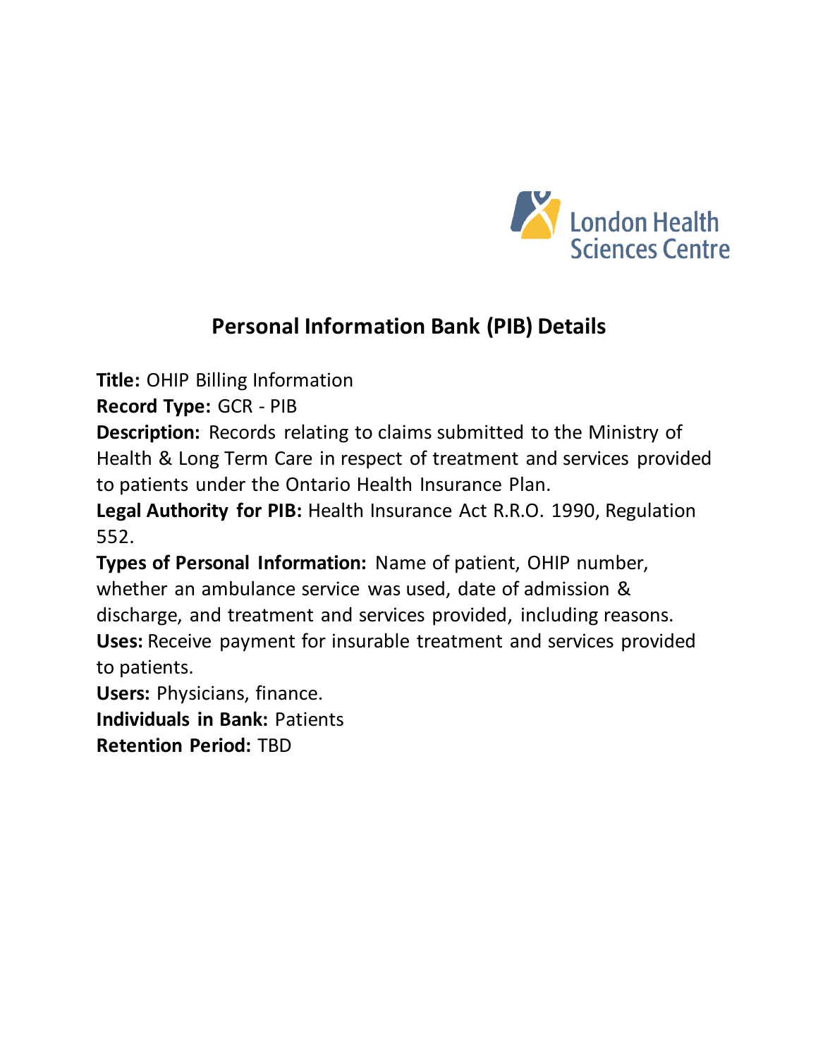# Personal Information Bank (PIB) Details

**Title:** OHIP Billing Information

**Record Type:** GCR - PIB

**Description:** Records relating to claims submitted to the Ministry of Health & Long Term Care in respect of treatment and services provided to patients under the Ontario Health Insurance Plan.

**Legal Authority for PIB:** Health Insurance Act R.R.O. 1990, Regulation 552.

**Types of Personal Information:** Name of patient, OHIP number, whether an ambulance service was used, date of admission & discharge, and treatment and services provided, including reasons.

**Uses:** Receive payment for insurable treatment and services provided to patients.

**Users:** Physicians, finance.

**Individuals in Bank:** Patients

**Retention Period:** TBD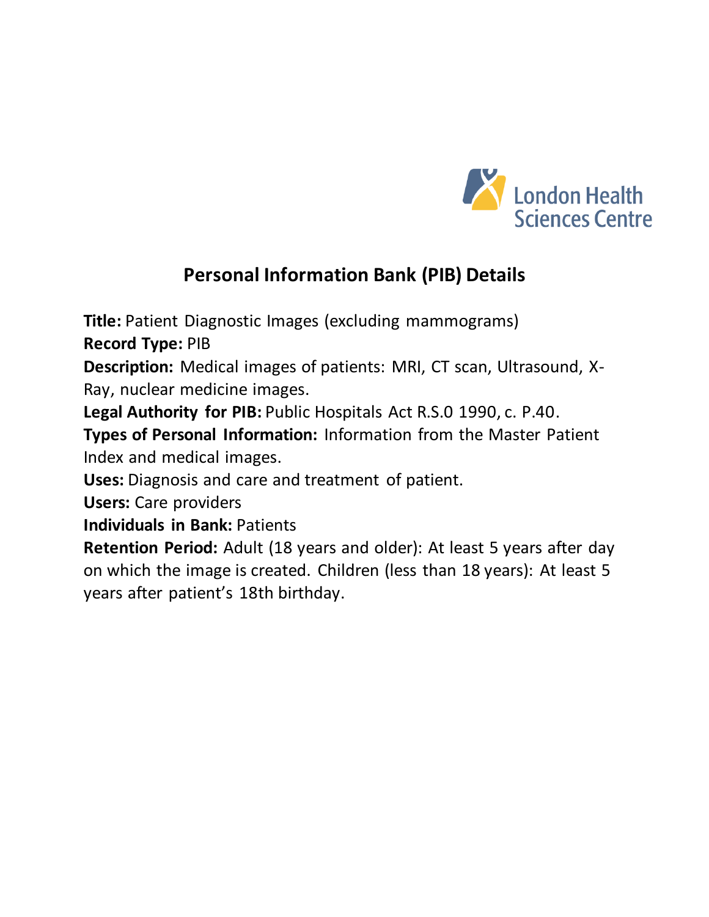London Health Sciences Centre

# Personal Information Bank (PIB) Details

**Title:** Patient Diagnostic Images (excluding mammograms)
**Record Type:** PIB
**Description:** Medical images of patients: MRI, CT scan, Ultrasound, X-Ray, nuclear medicine images.
**Legal Authority for PIB:** Public Hospitals Act R.S.0 1990, c. P.40.
**Types of Personal Information:** Information from the Master Patient Index and medical images.
**Uses:** Diagnosis and care and treatment of patient.
**Users:** Care providers
**Individuals in Bank:** Patients
**Retention Period:** Adult (18 years and older): At least 5 years after day on which the image is created. Children (less than 18 years): At least 5 years after patient's 18th birthday.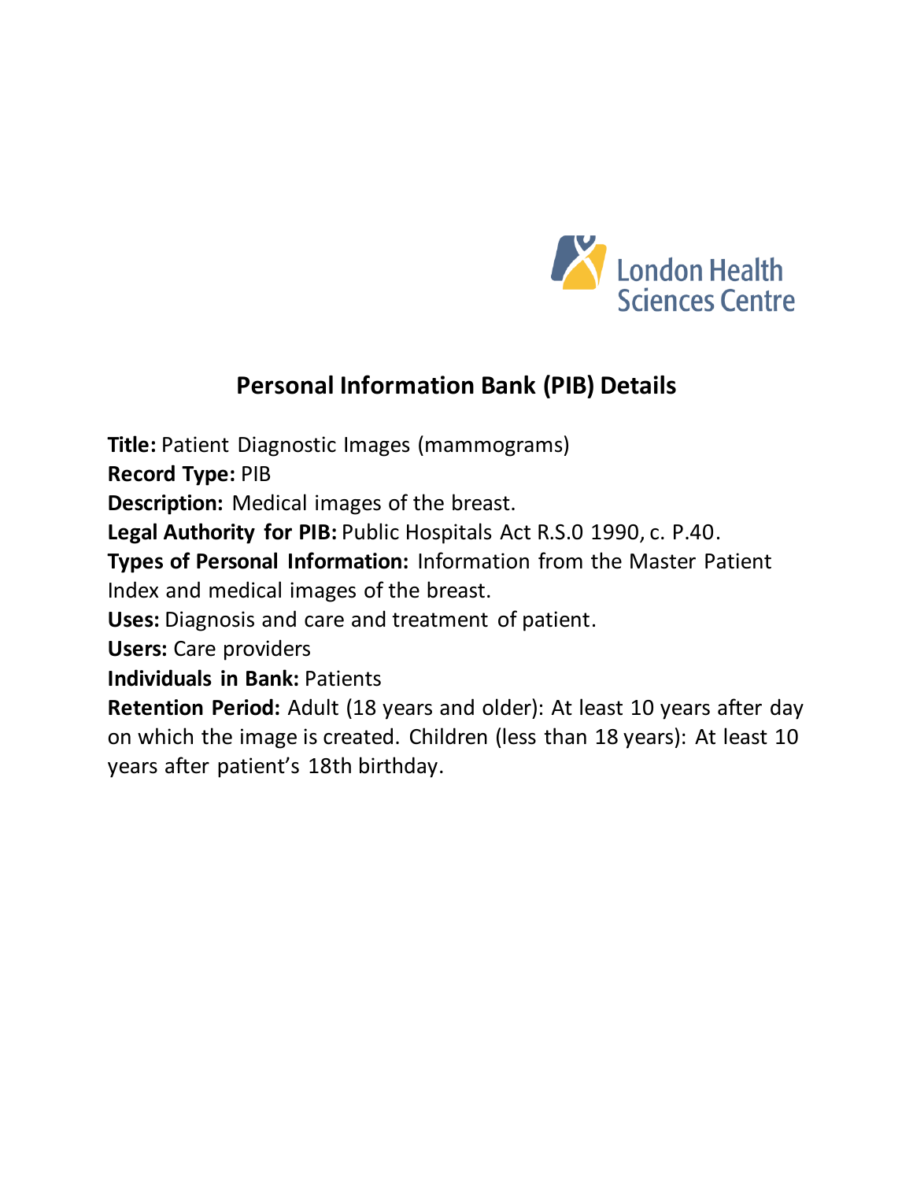London Health Sciences Centre

# Personal Information Bank (PIB) Details

**Title:** Patient Diagnostic Images (mammograms)
**Record Type:** PIB
**Description:** Medical images of the breast.
**Legal Authority for PIB:** Public Hospitals Act R.S.0 1990, c. P.40.
**Types of Personal Information:** Information from the Master Patient Index and medical images of the breast.
**Uses:** Diagnosis and care and treatment of patient.
**Users:** Care providers
**Individuals in Bank:** Patients
**Retention Period:** Adult (18 years and older): At least 10 years after day on which the image is created. Children (less than 18 years): At least 10 years after patient's 18th birthday.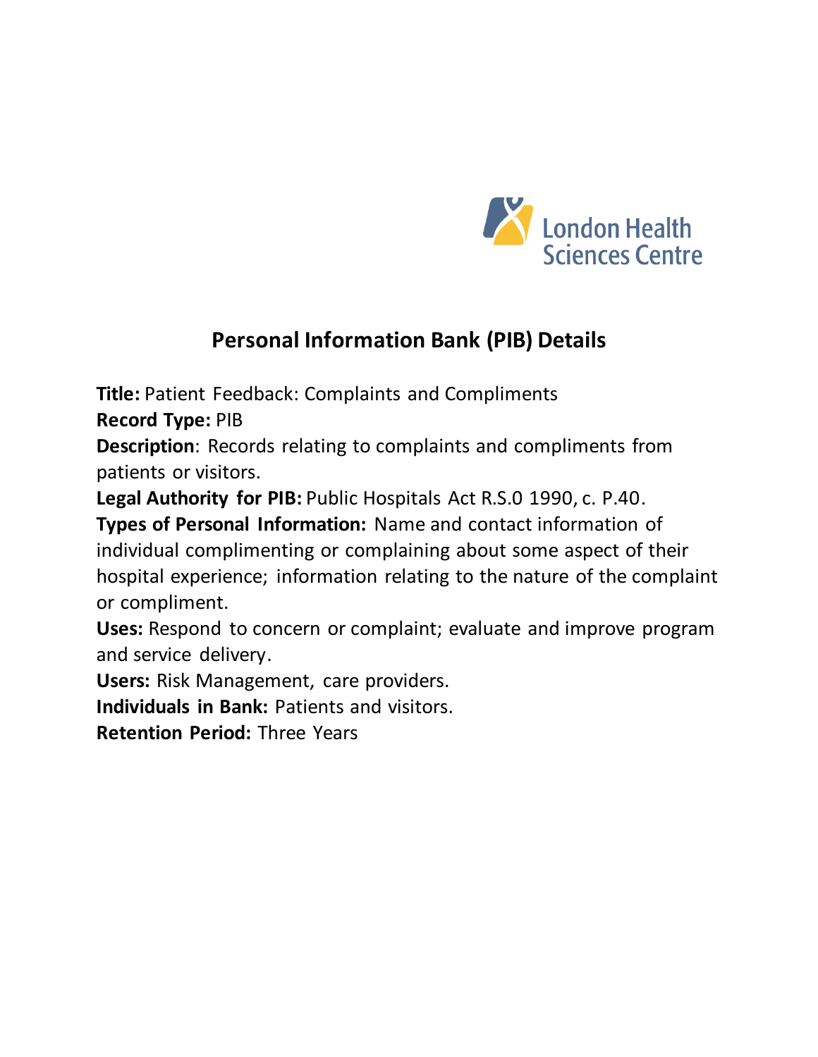London Health Sciences Centre

# Personal Information Bank (PIB) Details

**Title:** Patient Feedback: Complaints and Compliments
**Record Type:** PIB
**Description**: Records relating to complaints and compliments from patients or visitors.
**Legal Authority for PIB:** Public Hospitals Act R.S.0 1990, c. P.40.
**Types of Personal Information:** Name and contact information of individual complimenting or complaining about some aspect of their hospital experience; information relating to the nature of the complaint or compliment.
**Uses:** Respond to concern or complaint; evaluate and improve program and service delivery.
**Users:** Risk Management, care providers.
**Individuals in Bank:** Patients and visitors.
**Retention Period:** Three Years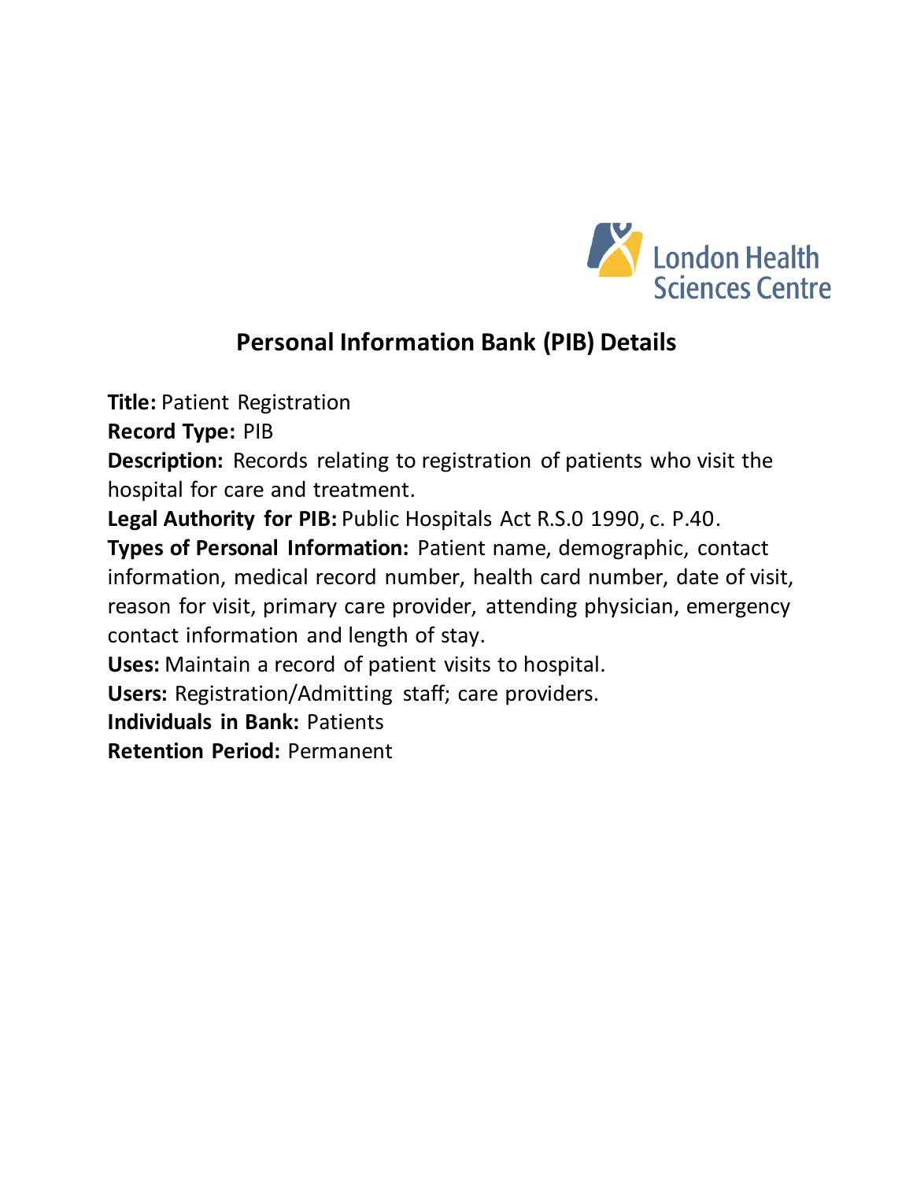London Health Sciences Centre

# Personal Information Bank (PIB) Details

**Title:** Patient Registration

**Record Type:** PIB

**Description:** Records relating to registration of patients who visit the hospital for care and treatment.

**Legal Authority for PIB:** Public Hospitals Act R.S.0 1990, c. P.40.

**Types of Personal Information:** Patient name, demographic, contact information, medical record number, health card number, date of visit, reason for visit, primary care provider, attending physician, emergency contact information and length of stay.

**Uses:** Maintain a record of patient visits to hospital.

**Users:** Registration/Admitting staff; care providers.

**Individuals in Bank:** Patients

**Retention Period:** Permanent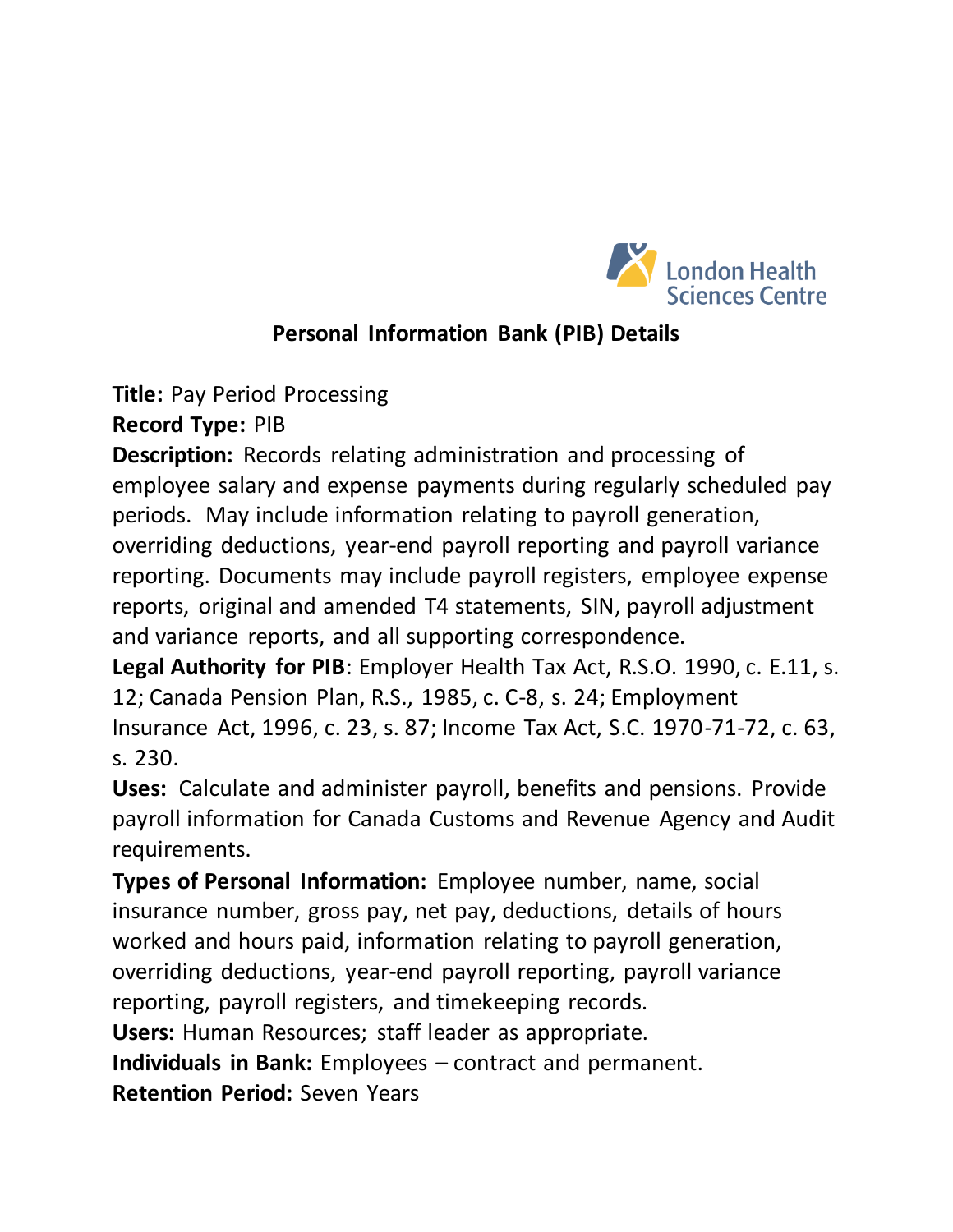London Health Sciences Centre

## Personal Information Bank (PIB) Details

**Title:** Pay Period Processing

**Record Type:** PIB

**Description:** Records relating administration and processing of employee salary and expense payments during regularly scheduled pay periods. May include information relating to payroll generation, overriding deductions, year-end payroll reporting and payroll variance reporting. Documents may include payroll registers, employee expense reports, original and amended T4 statements, SIN, payroll adjustment and variance reports, and all supporting correspondence.

**Legal Authority for PIB**: Employer Health Tax Act, R.S.O. 1990, c. E.11, s. 12; Canada Pension Plan, R.S., 1985, c. C-8, s. 24; Employment Insurance Act, 1996, c. 23, s. 87; Income Tax Act, S.C. 1970-71-72, c. 63, s. 230.

**Uses:** Calculate and administer payroll, benefits and pensions. Provide payroll information for Canada Customs and Revenue Agency and Audit requirements.

**Types of Personal Information:** Employee number, name, social insurance number, gross pay, net pay, deductions, details of hours worked and hours paid, information relating to payroll generation, overriding deductions, year-end payroll reporting, payroll variance reporting, payroll registers, and timekeeping records.

**Users:** Human Resources; staff leader as appropriate.

**Individuals in Bank:** Employees – contract and permanent.

**Retention Period:** Seven Years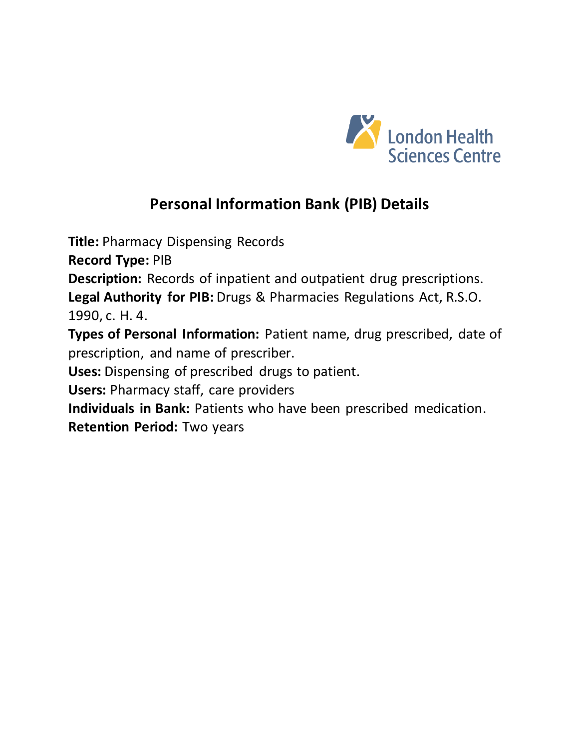London Health Sciences Centre

## Personal Information Bank (PIB) Details

**Title:** Pharmacy Dispensing Records  
**Record Type:** PIB  
**Description:** Records of inpatient and outpatient drug prescriptions.  
**Legal Authority for PIB:** Drugs & Pharmacies Regulations Act, R.S.O. 1990, c. H. 4.  
**Types of Personal Information:** Patient name, drug prescribed, date of prescription, and name of prescriber.  
**Uses:** Dispensing of prescribed drugs to patient.  
**Users:** Pharmacy staff, care providers  
**Individuals in Bank:** Patients who have been prescribed medication.  
**Retention Period:** Two years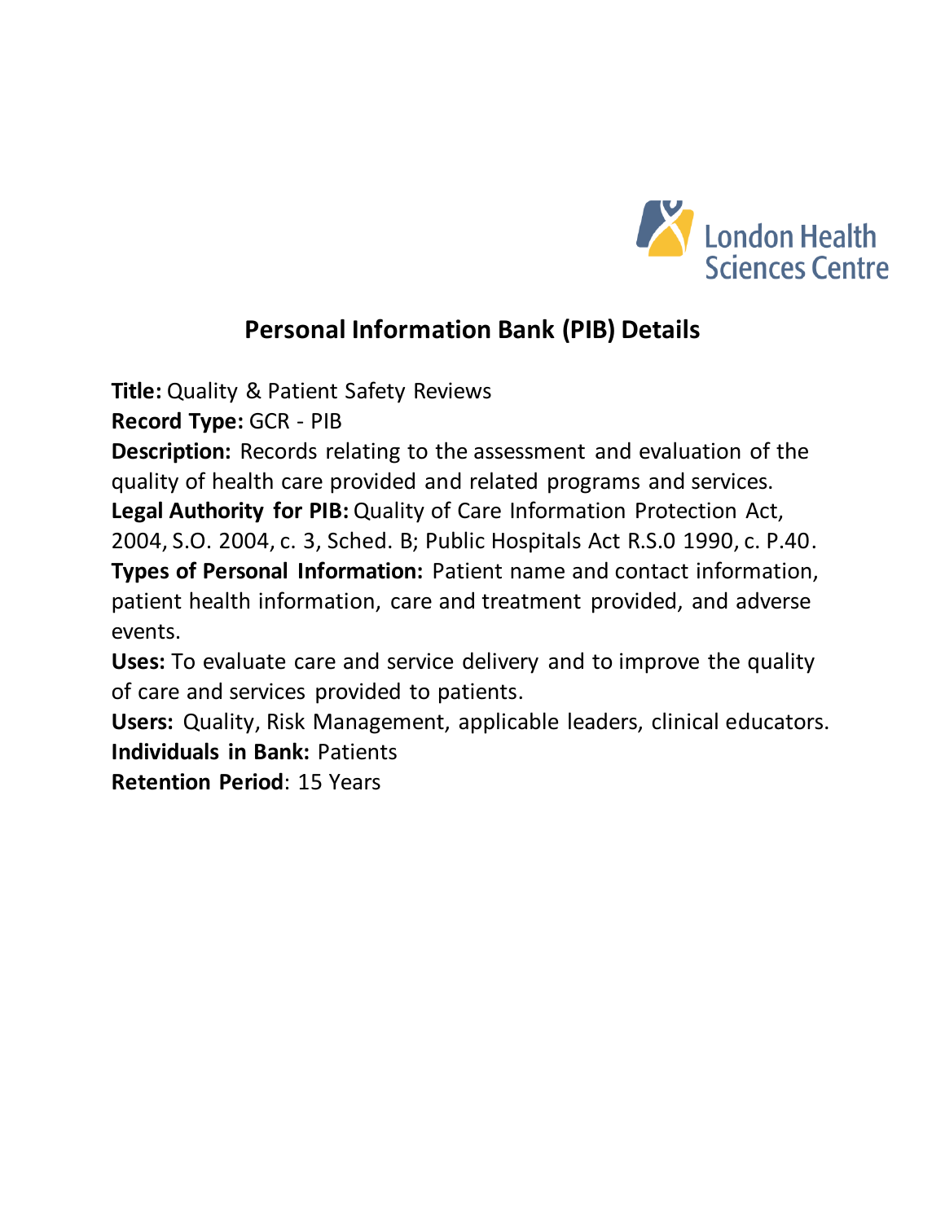London Health Sciences Centre

## Personal Information Bank (PIB) Details

**Title:** Quality & Patient Safety Reviews

**Record Type:** GCR - PIB

**Description:** Records relating to the assessment and evaluation of the quality of health care provided and related programs and services.

**Legal Authority for PIB:** Quality of Care Information Protection Act, 2004, S.O. 2004, c. 3, Sched. B; Public Hospitals Act R.S.0 1990, c. P.40.

**Types of Personal Information:** Patient name and contact information, patient health information, care and treatment provided, and adverse events.

**Uses:** To evaluate care and service delivery and to improve the quality of care and services provided to patients.

**Users:** Quality, Risk Management, applicable leaders, clinical educators.

**Individuals in Bank:** Patients

**Retention Period**: 15 Years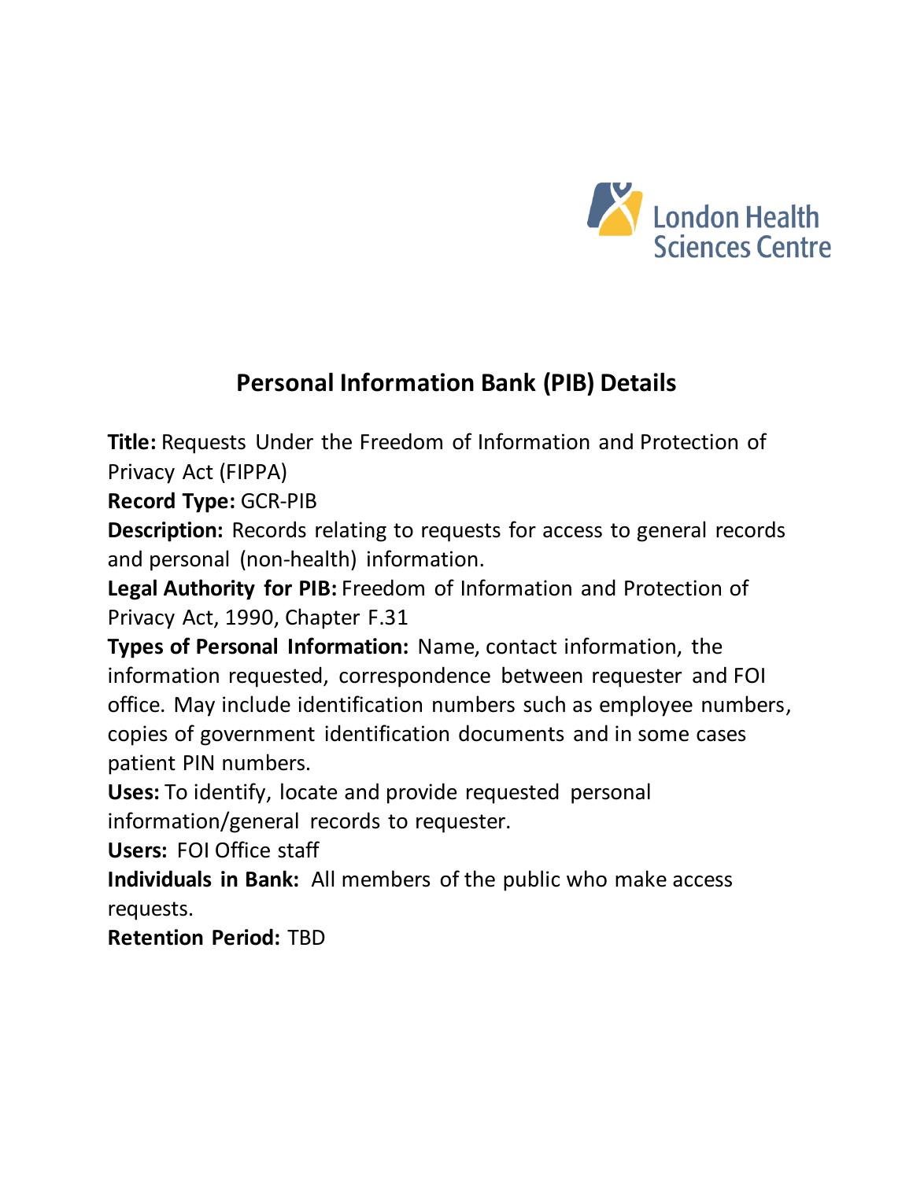London Health Sciences Centre

## Personal Information Bank (PIB) Details

**Title:** Requests Under the Freedom of Information and Protection of Privacy Act (FIPPA)

**Record Type:** GCR-PIB

**Description:** Records relating to requests for access to general records and personal (non-health) information.

**Legal Authority for PIB:** Freedom of Information and Protection of Privacy Act, 1990, Chapter F.31

**Types of Personal Information:** Name, contact information, the information requested, correspondence between requester and FOI office. May include identification numbers such as employee numbers, copies of government identification documents and in some cases patient PIN numbers.

**Uses:** To identify, locate and provide requested personal information/general records to requester.

**Users:** FOI Office staff

**Individuals in Bank:** All members of the public who make access requests.

**Retention Period:** TBD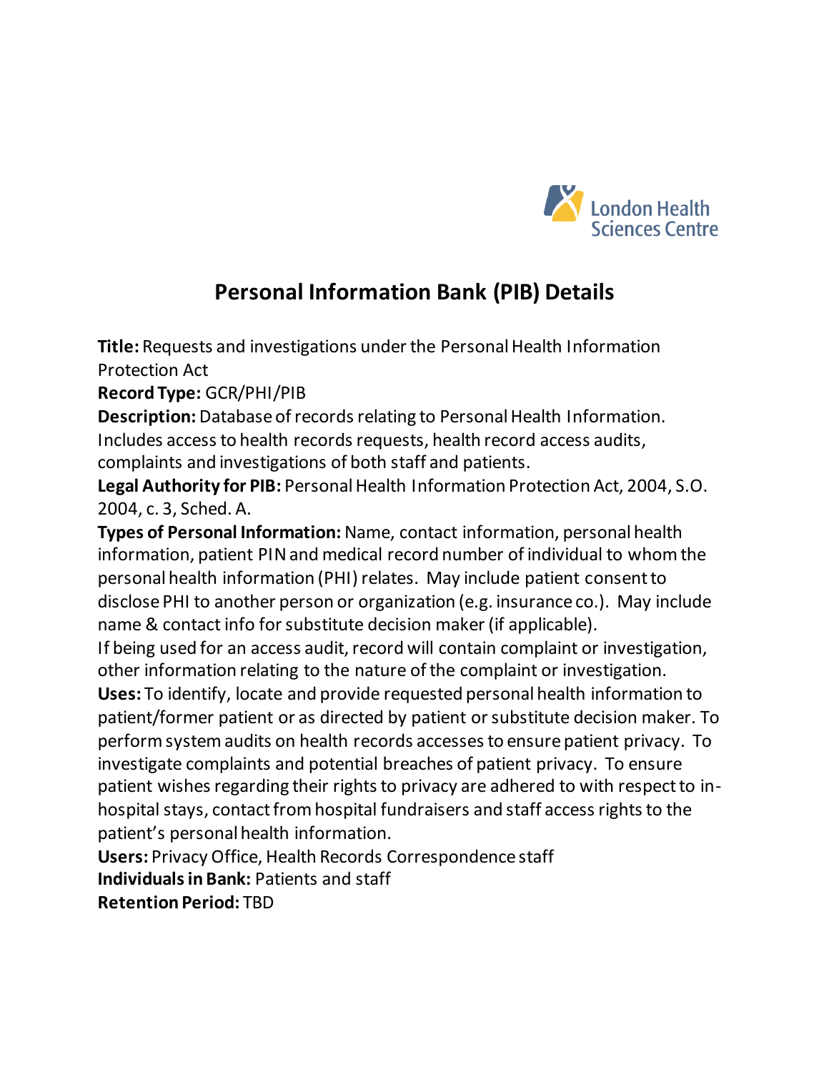# Personal Information Bank (PIB) Details

**Title:** Requests and investigations under the Personal Health Information Protection Act

**Record Type:** GCR/PHI/PIB

**Description:** Database of records relating to Personal Health Information. Includes access to health records requests, health record access audits, complaints and investigations of both staff and patients.

**Legal Authority for PIB:** Personal Health Information Protection Act, 2004, S.O. 2004, c. 3, Sched. A.

**Types of Personal Information:** Name, contact information, personal health information, patient PIN and medical record number of individual to whom the personal health information (PHI) relates. May include patient consent to disclose PHI to another person or organization (e.g. insurance co.). May include name & contact info for substitute decision maker (if applicable).

If being used for an access audit, record will contain complaint or investigation, other information relating to the nature of the complaint or investigation.

**Uses:** To identify, locate and provide requested personal health information to patient/former patient or as directed by patient or substitute decision maker. To perform system audits on health records accesses to ensure patient privacy. To investigate complaints and potential breaches of patient privacy. To ensure patient wishes regarding their rights to privacy are adhered to with respect to in-hospital stays, contact from hospital fundraisers and staff access rights to the patient's personal health information.

**Users:** Privacy Office, Health Records Correspondence staff

**Individuals in Bank:** Patients and staff

**Retention Period:** TBD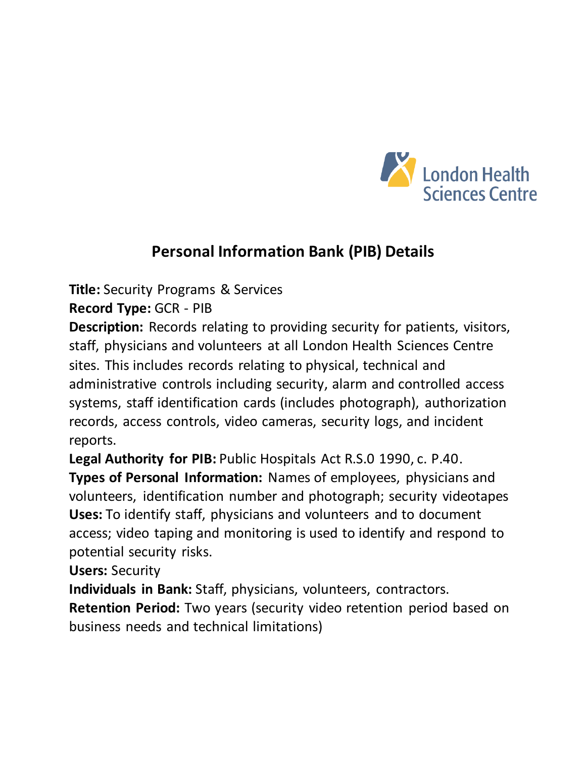London Health Sciences Centre

# Personal Information Bank (PIB) Details

**Title:** Security Programs & Services

**Record Type:** GCR - PIB

**Description:** Records relating to providing security for patients, visitors, staff, physicians and volunteers at all London Health Sciences Centre sites. This includes records relating to physical, technical and administrative controls including security, alarm and controlled access systems, staff identification cards (includes photograph), authorization records, access controls, video cameras, security logs, and incident reports.

**Legal Authority for PIB:** Public Hospitals Act R.S.0 1990, c. P.40.

**Types of Personal Information:** Names of employees, physicians and volunteers, identification number and photograph; security videotapes

**Uses:** To identify staff, physicians and volunteers and to document access; video taping and monitoring is used to identify and respond to potential security risks.

**Users:** Security

**Individuals in Bank:** Staff, physicians, volunteers, contractors.

**Retention Period:** Two years (security video retention period based on business needs and technical limitations)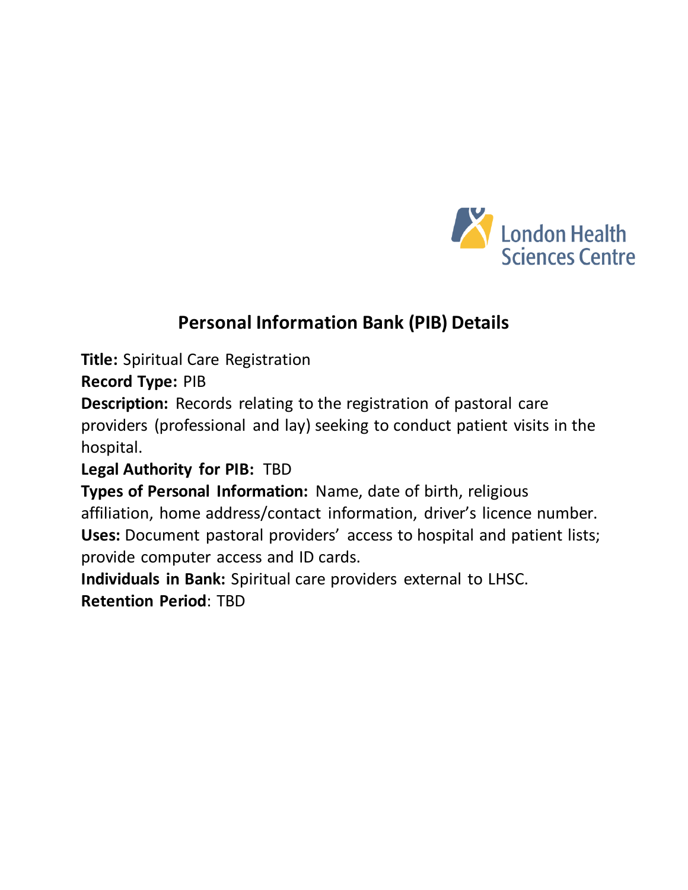## Personal Information Bank (PIB) Details

**Title:** Spiritual Care Registration
**Record Type:** PIB
**Description:** Records relating to the registration of pastoral care providers (professional and lay) seeking to conduct patient visits in the hospital.
**Legal Authority for PIB:** TBD
**Types of Personal Information:** Name, date of birth, religious affiliation, home address/contact information, driver's licence number.
**Uses:** Document pastoral providers' access to hospital and patient lists; provide computer access and ID cards.
**Individuals in Bank:** Spiritual care providers external to LHSC.
**Retention Period**: TBD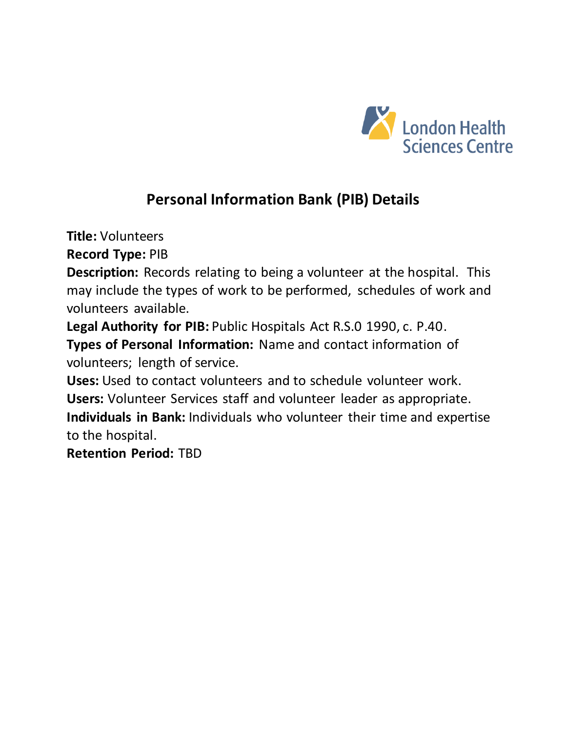London Health Sciences Centre

## Personal Information Bank (PIB) Details

**Title:** Volunteers
**Record Type:** PIB
**Description:** Records relating to being a volunteer at the hospital. This may include the types of work to be performed, schedules of work and volunteers available.
**Legal Authority for PIB:** Public Hospitals Act R.S.0 1990, c. P.40.
**Types of Personal Information:** Name and contact information of volunteers; length of service.
**Uses:** Used to contact volunteers and to schedule volunteer work.
**Users:** Volunteer Services staff and volunteer leader as appropriate.
**Individuals in Bank:** Individuals who volunteer their time and expertise to the hospital.
**Retention Period:** TBD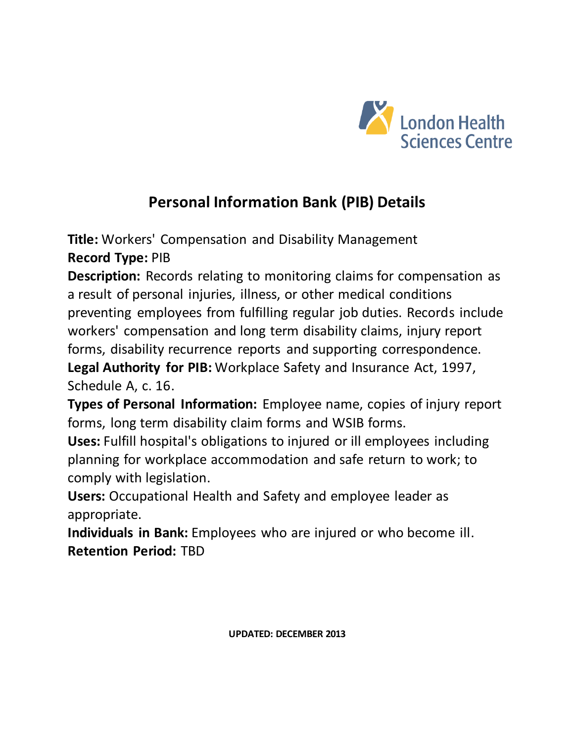London Health Sciences Centre

# Personal Information Bank (PIB) Details

**Title:** Workers' Compensation and Disability Management
**Record Type:** PIB
**Description:** Records relating to monitoring claims for compensation as a result of personal injuries, illness, or other medical conditions preventing employees from fulfilling regular job duties. Records include workers' compensation and long term disability claims, injury report forms, disability recurrence reports and supporting correspondence.
**Legal Authority for PIB:** Workplace Safety and Insurance Act, 1997, Schedule A, c. 16.
**Types of Personal Information:** Employee name, copies of injury report forms, long term disability claim forms and WSIB forms.
**Uses:** Fulfill hospital's obligations to injured or ill employees including planning for workplace accommodation and safe return to work; to comply with legislation.
**Users:** Occupational Health and Safety and employee leader as appropriate.
**Individuals in Bank:** Employees who are injured or who become ill.
**Retention Period:** TBD

**UPDATED: DECEMBER 2013**